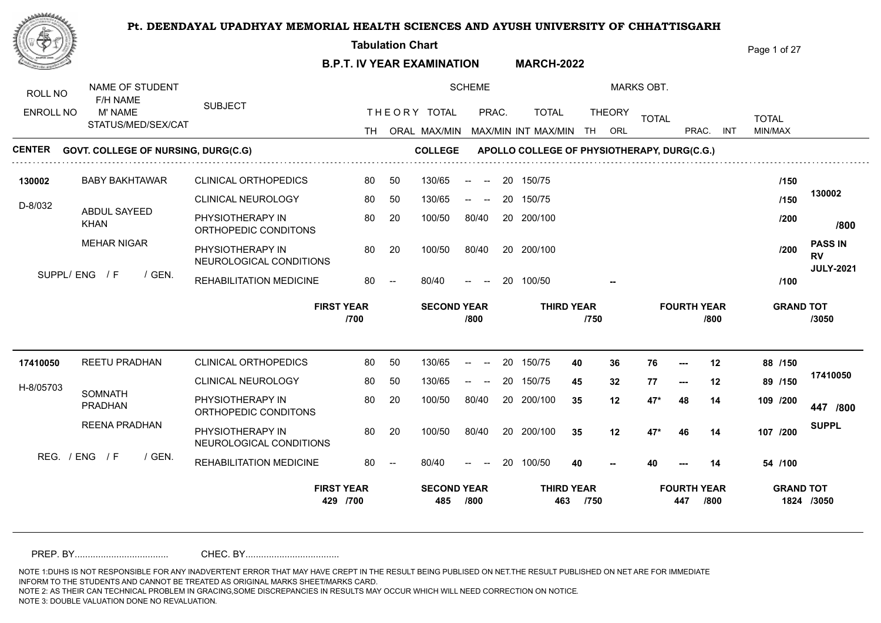# Pt. DEENDAYAL UPADHYAY MEMORIAL HEALTH SCIENCES AND AYUSH UNIVERSITY OF CHHATTISGARH

**Tabulation Chart**

**B.P.T. IV YEAR EXAMINATION MARCH-2022**

**CENTER** GOVT. COLLEGE OF NURSING, DURG(C.G) **COLLEGE** APOLLO COLLEGE OF PHYSIOTHERAPY, DURG(C.G.)

| ROLL NO / ENROLL NO | NAME OF STUDENT / F/H NAME / M' NAME / STATUS/MED/SEX/CAT | SUBJECT | TH | ORAL | THEORY TOTAL MAX/MIN | PRAC. MAX/MIN | INT | TOTAL MAX/MIN | THEORY TH | THEORY ORL | TOTAL | PRAC. | INT | TOTAL MIN/MAX | |
|---|---|---|---|---|---|---|---|---|---|---|---|---|---|---|---|
| 130002 | BABY BAKHTAWAR | CLINICAL ORTHOPEDICS | 80 | 50 | 130/65 | -- -- | 20 | 150/75 | | | | | | /150 | 130002 |
| D-8/032 | ABDUL SAYEED KHAN | CLINICAL NEUROLOGY | 80 | 50 | 130/65 | -- -- | 20 | 150/75 | | | | | | /150 | /800 |
| | MEHAR NIGAR | PHYSIOTHERAPY IN ORTHOPEDIC CONDITONS | 80 | 20 | 100/50 | 80/40 | 20 | 200/100 | | | | | | /200 | PASS IN RV JULY-2021 |
| | SUPPL/ ENG / F / GEN. | PHYSIOTHERAPY IN NEUROLOGICAL CONDITIONS | 80 | 20 | 100/50 | 80/40 | 20 | 200/100 | | | | | | /200 | |
| | | REHABILITATION MEDICINE | 80 | -- | 80/40 | -- -- | 20 | 100/50 | | -- | | | | /100 | |

| FIRST YEAR | SECOND YEAR | THIRD YEAR | FOURTH YEAR | GRAND TOT |
|---|---|---|---|---|
| /700 | /800 | /750 | /800 | /3050 |

| ROLL NO / ENROLL NO | NAME OF STUDENT / F/H NAME / M' NAME / STATUS/MED/SEX/CAT | SUBJECT | TH | ORAL | THEORY TOTAL MAX/MIN | PRAC. MAX/MIN | INT | TOTAL MAX/MIN | THEORY TH | THEORY ORL | TOTAL | PRAC. | INT | TOTAL MIN/MAX | |
|---|---|---|---|---|---|---|---|---|---|---|---|---|---|---|---|
| 17410050 | REETU PRADHAN | CLINICAL ORTHOPEDICS | 80 | 50 | 130/65 | -- -- | 20 | 150/75 | 40 | 36 | 76 | --- | 12 | 88 /150 | 17410050 |
| H-8/05703 | SOMNATH PRADHAN | CLINICAL NEUROLOGY | 80 | 50 | 130/65 | -- -- | 20 | 150/75 | 45 | 32 | 77 | --- | 12 | 89 /150 | 447 /800 |
| | REENA PRADHAN | PHYSIOTHERAPY IN ORTHOPEDIC CONDITONS | 80 | 20 | 100/50 | 80/40 | 20 | 200/100 | 35 | 12 | 47* | 48 | 14 | 109 /200 | SUPPL |
| | REG. / ENG / F / GEN. | PHYSIOTHERAPY IN NEUROLOGICAL CONDITIONS | 80 | 20 | 100/50 | 80/40 | 20 | 200/100 | 35 | 12 | 47* | 46 | 14 | 107 /200 | |
| | | REHABILITATION MEDICINE | 80 | -- | 80/40 | -- -- | 20 | 100/50 | 40 | -- | 40 | --- | 14 | 54 /100 | |

| FIRST YEAR | SECOND YEAR | THIRD YEAR | FOURTH YEAR | GRAND TOT |
|---|---|---|---|---|
| 429 /700 | 485 /800 | 463 /750 | 447 /800 | 1824 /3050 |

PREP. BY.................................... CHEC. BY....................................

NOTE 1:DUHS IS NOT RESPONSIBLE FOR ANY INADVERTENT ERROR THAT MAY HAVE CREPT IN THE RESULT BEING PUBLISED ON NET.THE RESULT PUBLISHED ON NET ARE FOR IMMEDIATE INFORM TO THE STUDENTS AND CANNOT BE TREATED AS ORIGINAL MARKS SHEET/MARKS CARD.
NOTE 2: AS THEIR CAN TECHNICAL PROBLEM IN GRACING,SOME DISCREPANCIES IN RESULTS MAY OCCUR WHICH WILL NEED CORRECTION ON NOTICE.
NOTE 3: DOUBLE VALUATION DONE NO REVALUATION.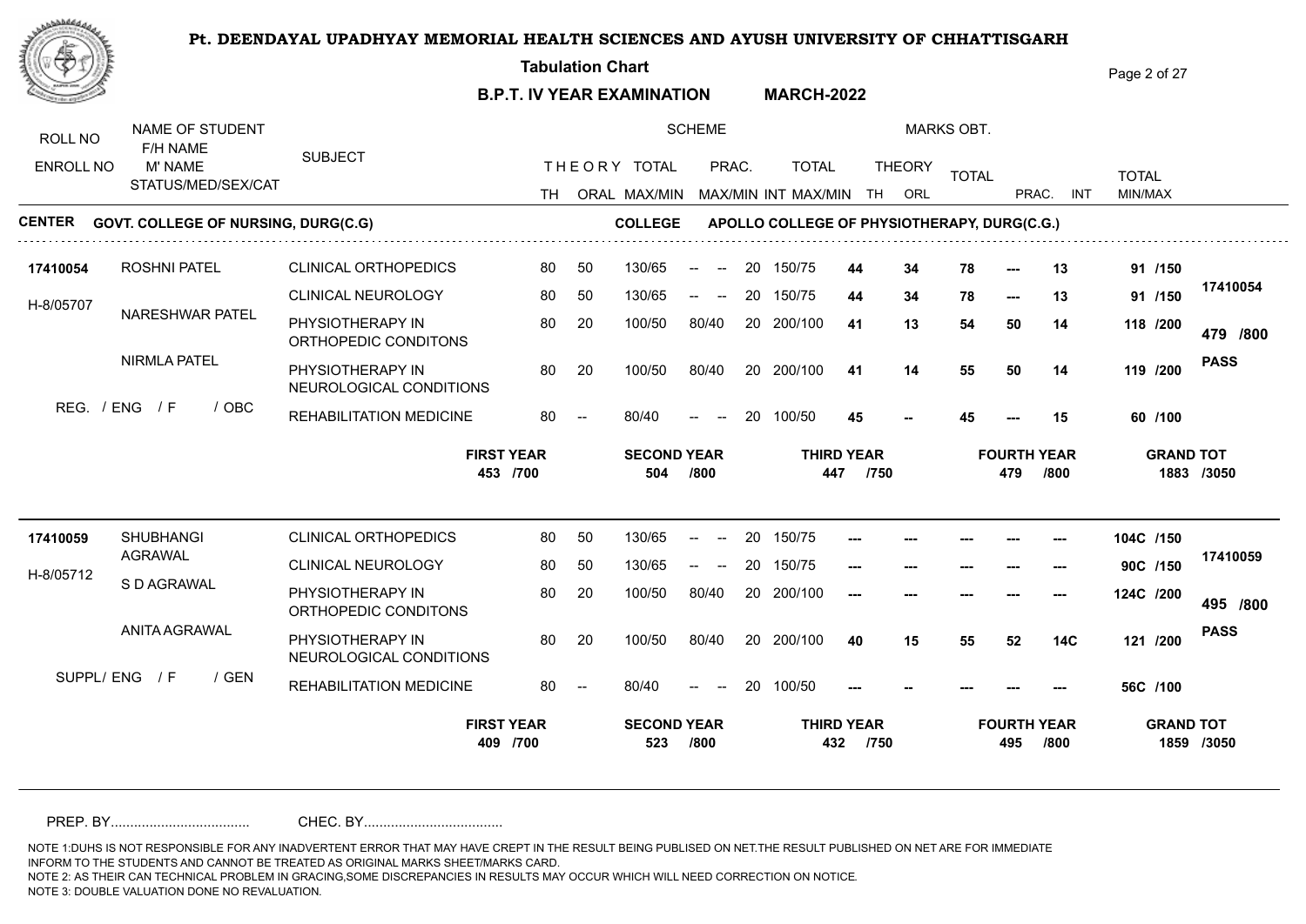# Pt. DEENDAYAL UPADHYAY MEMORIAL HEALTH SCIENCES AND AYUSH UNIVERSITY OF CHHATTISGARH

**Tabulation Chart**

**B.P.T. IV YEAR EXAMINATION MARCH-2022**

**CENTER GOVT. COLLEGE OF NURSING, DURG(C.G)** **COLLEGE APOLLO COLLEGE OF PHYSIOTHERAPY, DURG(C.G.)**

| ROLL NO / ENROLL NO | NAME OF STUDENT / F/H NAME / M' NAME / STATUS/MED/SEX/CAT | SUBJECT | TH | ORAL | THEORY TOTAL MAX/MIN | PRAC. MAX/MIN | INT | TOTAL MAX/MIN | THEORY TH | THEORY ORL | TOTAL | PRAC. | INT | TOTAL MIN/MAX | RESULT |
|---|---|---|---|---|---|---|---|---|---|---|---|---|---|---|---|
| 17410054 | ROSHNI PATEL | CLINICAL ORTHOPEDICS | 80 | 50 | 130/65 | -- -- | 20 | 150/75 | 44 | 34 | 78 | --- | 13 | 91 /150 | 17410054 |
| H-8/05707 | NARESHWAR PATEL | CLINICAL NEUROLOGY | 80 | 50 | 130/65 | -- -- | 20 | 150/75 | 44 | 34 | 78 | --- | 13 | 91 /150 | 479 /800 |
| | NIRMLA PATEL | PHYSIOTHERAPY IN ORTHOPEDIC CONDITONS | 80 | 20 | 100/50 | 80/40 | 20 | 200/100 | 41 | 13 | 54 | 50 | 14 | 118 /200 | PASS |
| | REG. / ENG / F / OBC | PHYSIOTHERAPY IN NEUROLOGICAL CONDITIONS | 80 | 20 | 100/50 | 80/40 | 20 | 200/100 | 41 | 14 | 55 | 50 | 14 | 119 /200 | |
| | | REHABILITATION MEDICINE | 80 | -- | 80/40 | -- -- | 20 | 100/50 | 45 | -- | 45 | --- | 15 | 60 /100 | |

| FIRST YEAR | SECOND YEAR | THIRD YEAR | FOURTH YEAR | GRAND TOT |
|---|---|---|---|---|
| 453 /700 | 504 /800 | 447 /750 | 479 /800 | 1883 /3050 |

| ROLL NO / ENROLL NO | NAME OF STUDENT / F/H NAME / M' NAME / STATUS/MED/SEX/CAT | SUBJECT | TH | ORAL | THEORY TOTAL MAX/MIN | PRAC. MAX/MIN | INT | TOTAL MAX/MIN | THEORY TH | THEORY ORL | TOTAL | PRAC. | INT | TOTAL MIN/MAX | RESULT |
|---|---|---|---|---|---|---|---|---|---|---|---|---|---|---|---|
| 17410059 | SHUBHANGI AGRAWAL | CLINICAL ORTHOPEDICS | 80 | 50 | 130/65 | -- -- | 20 | 150/75 | --- | --- | --- | --- | --- | 104C /150 | 17410059 |
| H-8/05712 | S D AGRAWAL | CLINICAL NEUROLOGY | 80 | 50 | 130/65 | -- -- | 20 | 150/75 | --- | --- | --- | --- | --- | 90C /150 | 495 /800 |
| | ANITA AGRAWAL | PHYSIOTHERAPY IN ORTHOPEDIC CONDITONS | 80 | 20 | 100/50 | 80/40 | 20 | 200/100 | --- | --- | --- | --- | --- | 124C /200 | PASS |
| | SUPPL/ ENG / F / GEN | PHYSIOTHERAPY IN NEUROLOGICAL CONDITIONS | 80 | 20 | 100/50 | 80/40 | 20 | 200/100 | 40 | 15 | 55 | 52 | 14C | 121 /200 | |
| | | REHABILITATION MEDICINE | 80 | -- | 80/40 | -- -- | 20 | 100/50 | --- | -- | --- | --- | --- | 56C /100 | |

| FIRST YEAR | SECOND YEAR | THIRD YEAR | FOURTH YEAR | GRAND TOT |
|---|---|---|---|---|
| 409 /700 | 523 /800 | 432 /750 | 495 /800 | 1859 /3050 |

PREP. BY.................................... CHEC. BY....................................

NOTE 1:DUHS IS NOT RESPONSIBLE FOR ANY INADVERTENT ERROR THAT MAY HAVE CREPT IN THE RESULT BEING PUBLISED ON NET.THE RESULT PUBLISHED ON NET ARE FOR IMMEDIATE INFORM TO THE STUDENTS AND CANNOT BE TREATED AS ORIGINAL MARKS SHEET/MARKS CARD.
NOTE 2: AS THEIR CAN TECHNICAL PROBLEM IN GRACING,SOME DISCREPANCIES IN RESULTS MAY OCCUR WHICH WILL NEED CORRECTION ON NOTICE.
NOTE 3: DOUBLE VALUATION DONE NO REVALUATION.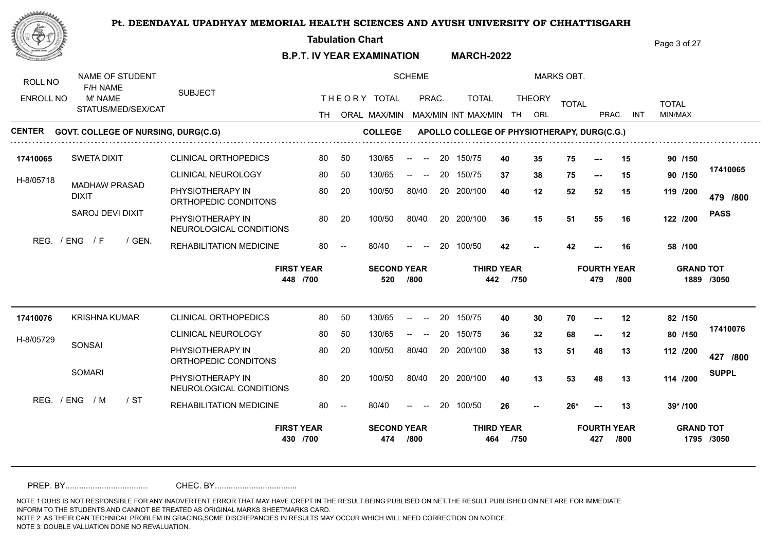# Pt. DEENDAYAL UPADHYAY MEMORIAL HEALTH SCIENCES AND AYUSH UNIVERSITY OF CHHATTISGARH

**Tabulation Chart**

**B.P.T. IV YEAR EXAMINATION MARCH-2022**

| ROLL NO / ENROLL NO | NAME OF STUDENT / F/H NAME / M' NAME / STATUS/MED/SEX/CAT | SUBJECT | TH | ORAL | THEORY TOTAL MAX/MIN | PRAC. MAX/MIN | INT | TOTAL MAX/MIN | THEORY TH | THEORY ORL | TOTAL | PRAC. | INT | TOTAL MIN/MAX | |
|---|---|---|---|---|---|---|---|---|---|---|---|---|---|---|---|

**CENTER GOVT. COLLEGE OF NURSING, DURG(C.G) COLLEGE APOLLO COLLEGE OF PHYSIOTHERAPY, DURG(C.G.)**

| ROLL NO / ENROLL NO | NAME OF STUDENT / F/H NAME / M' NAME / STATUS/MED/SEX/CAT | SUBJECT | TH | ORAL | THEORY TOTAL MAX/MIN | PRAC. MAX/MIN | INT | TOTAL MAX/MIN | THEORY TH | THEORY ORL | TOTAL | PRAC. | INT | TOTAL MIN/MAX | |
|---|---|---|---|---|---|---|---|---|---|---|---|---|---|---|---|
| **17410065** | SWETA DIXIT | CLINICAL ORTHOPEDICS | 80 | 50 | 130/65 | -- -- | 20 | 150/75 | **40** | **35** | **75** | **---** | **15** | **90 /150** | |
| H-8/05718 | MADHAW PRASAD DIXIT | CLINICAL NEUROLOGY | 80 | 50 | 130/65 | -- -- | 20 | 150/75 | **37** | **38** | **75** | **---** | **15** | **90 /150** | **17410065** |
| | SAROJ DEVI DIXIT | PHYSIOTHERAPY IN ORTHOPEDIC CONDITONS | 80 | 20 | 100/50 | 80/40 | 20 | 200/100 | **40** | **12** | **52** | **52** | **15** | **119 /200** | **479 /800** |
| | | PHYSIOTHERAPY IN NEUROLOGICAL CONDITIONS | 80 | 20 | 100/50 | 80/40 | 20 | 200/100 | **36** | **15** | **51** | **55** | **16** | **122 /200** | **PASS** |
| | REG. / ENG / F / GEN. | REHABILITATION MEDICINE | 80 | -- | 80/40 | -- -- | 20 | 100/50 | **42** | **--** | **42** | **---** | **16** | **58 /100** | |

**FIRST YEAR** 448 /700 | **SECOND YEAR** 520 /800 | **THIRD YEAR** 442 /750 | **FOURTH YEAR** 479 /800 | **GRAND TOT** 1889 /3050

| ROLL NO / ENROLL NO | NAME OF STUDENT / F/H NAME / M' NAME / STATUS/MED/SEX/CAT | SUBJECT | TH | ORAL | THEORY TOTAL MAX/MIN | PRAC. MAX/MIN | INT | TOTAL MAX/MIN | THEORY TH | THEORY ORL | TOTAL | PRAC. | INT | TOTAL MIN/MAX | |
|---|---|---|---|---|---|---|---|---|---|---|---|---|---|---|---|
| **17410076** | KRISHNA KUMAR | CLINICAL ORTHOPEDICS | 80 | 50 | 130/65 | -- -- | 20 | 150/75 | **40** | **30** | **70** | **---** | **12** | **82 /150** | |
| H-8/05729 | SONSAI | CLINICAL NEUROLOGY | 80 | 50 | 130/65 | -- -- | 20 | 150/75 | **36** | **32** | **68** | **---** | **12** | **80 /150** | **17410076** |
| | SOMARI | PHYSIOTHERAPY IN ORTHOPEDIC CONDITONS | 80 | 20 | 100/50 | 80/40 | 20 | 200/100 | **38** | **13** | **51** | **48** | **13** | **112 /200** | **427 /800** |
| | | PHYSIOTHERAPY IN NEUROLOGICAL CONDITIONS | 80 | 20 | 100/50 | 80/40 | 20 | 200/100 | **40** | **13** | **53** | **48** | **13** | **114 /200** | **SUPPL** |
| | REG. / ENG / M / ST | REHABILITATION MEDICINE | 80 | -- | 80/40 | -- -- | 20 | 100/50 | **26** | **--** | **26*** | **---** | **13** | **39* /100** | |

**FIRST YEAR** 430 /700 | **SECOND YEAR** 474 /800 | **THIRD YEAR** 464 /750 | **FOURTH YEAR** 427 /800 | **GRAND TOT** 1795 /3050

PREP. BY.................................... CHEC. BY....................................

NOTE 1:DUHS IS NOT RESPONSIBLE FOR ANY INADVERTENT ERROR THAT MAY HAVE CREPT IN THE RESULT BEING PUBLISED ON NET.THE RESULT PUBLISHED ON NET ARE FOR IMMEDIATE INFORM TO THE STUDENTS AND CANNOT BE TREATED AS ORIGINAL MARKS SHEET/MARKS CARD.
NOTE 2: AS THEIR CAN TECHNICAL PROBLEM IN GRACING,SOME DISCREPANCIES IN RESULTS MAY OCCUR WHICH WILL NEED CORRECTION ON NOTICE.
NOTE 3: DOUBLE VALUATION DONE NO REVALUATION.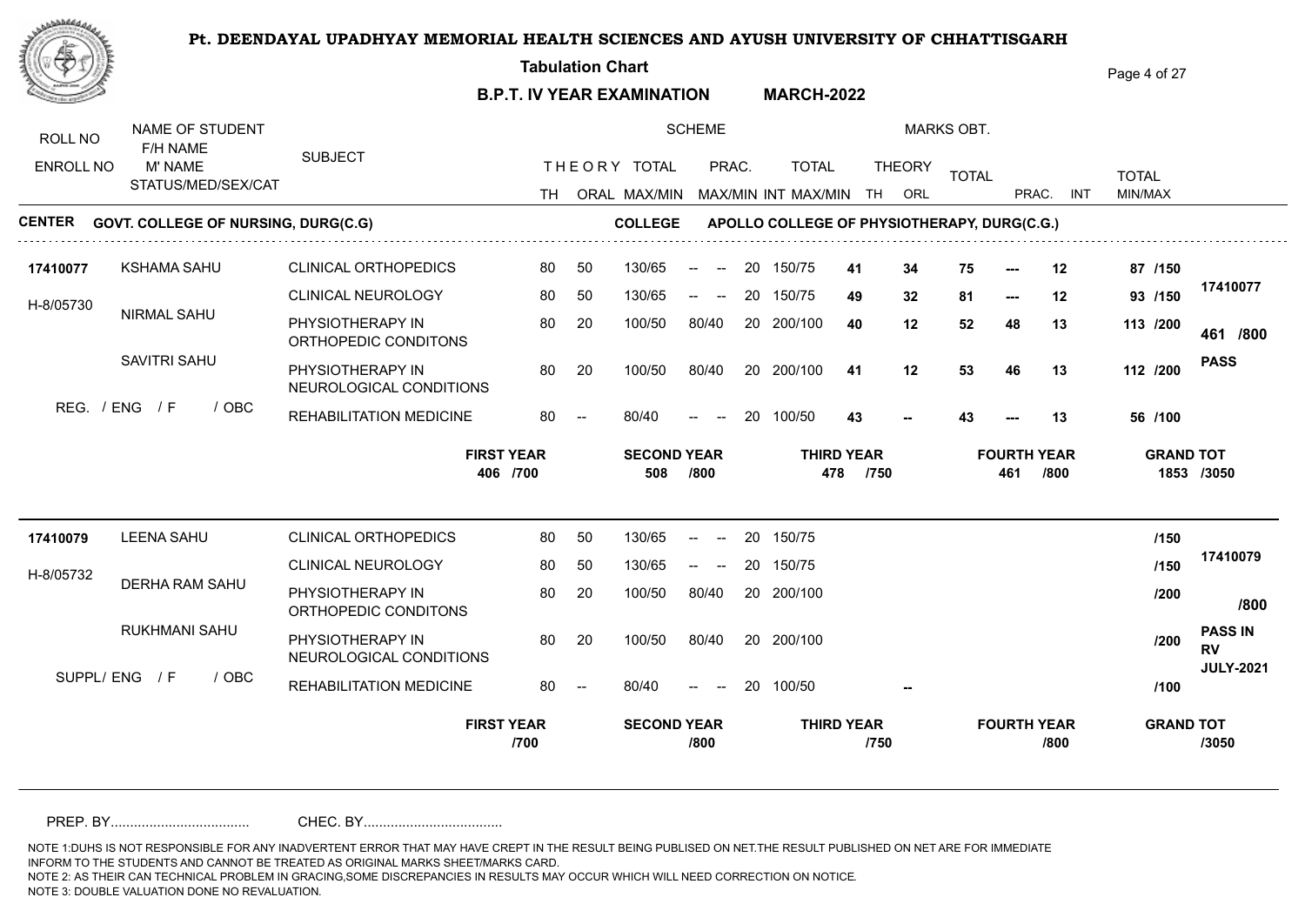# Pt. DEENDAYAL UPADHYAY MEMORIAL HEALTH SCIENCES AND AYUSH UNIVERSITY OF CHHATTISGARH

**Tabulation Chart**

**B.P.T. IV YEAR EXAMINATION MARCH-2022**

**CENTER GOVT. COLLEGE OF NURSING, DURG(C.G)** **COLLEGE APOLLO COLLEGE OF PHYSIOTHERAPY, DURG(C.G.)**

| ROLL NO / ENROLL NO | NAME OF STUDENT / F/H NAME / M' NAME / STATUS/MED/SEX/CAT | SUBJECT | TH | ORAL | THEORY TOTAL MAX/MIN | PRAC. MAX/MIN | INT | TOTAL MAX/MIN | THEORY TH | THEORY ORL | TOTAL | PRAC. | INT | TOTAL MIN/MAX | |
|---|---|---|---|---|---|---|---|---|---|---|---|---|---|---|---|
| 17410077 | KSHAMA SAHU | CLINICAL ORTHOPEDICS | 80 | 50 | 130/65 | -- -- | 20 | 150/75 | 41 | 34 | 75 | --- | 12 | 87 /150 | 17410077 |
| H-8/05730 | NIRMAL SAHU | CLINICAL NEUROLOGY | 80 | 50 | 130/65 | -- -- | 20 | 150/75 | 49 | 32 | 81 | --- | 12 | 93 /150 | |
| | SAVITRI SAHU | PHYSIOTHERAPY IN ORTHOPEDIC CONDITONS | 80 | 20 | 100/50 | 80/40 | 20 | 200/100 | 40 | 12 | 52 | 48 | 13 | 113 /200 | 461 /800 |
| | REG. / ENG / F / OBC | PHYSIOTHERAPY IN NEUROLOGICAL CONDITIONS | 80 | 20 | 100/50 | 80/40 | 20 | 200/100 | 41 | 12 | 53 | 46 | 13 | 112 /200 | PASS |
| | | REHABILITATION MEDICINE | 80 | -- | 80/40 | -- -- | 20 | 100/50 | 43 | -- | 43 | --- | 13 | 56 /100 | |

| FIRST YEAR | SECOND YEAR | THIRD YEAR | FOURTH YEAR | GRAND TOT |
|---|---|---|---|---|
| 406 /700 | 508 /800 | 478 /750 | 461 /800 | 1853 /3050 |

| ROLL NO / ENROLL NO | NAME OF STUDENT / F/H NAME / M' NAME / STATUS/MED/SEX/CAT | SUBJECT | TH | ORAL | THEORY TOTAL MAX/MIN | PRAC. MAX/MIN | INT | TOTAL MAX/MIN | THEORY TH | THEORY ORL | TOTAL | PRAC. | INT | TOTAL MIN/MAX | |
|---|---|---|---|---|---|---|---|---|---|---|---|---|---|---|---|
| 17410079 | LEENA SAHU | CLINICAL ORTHOPEDICS | 80 | 50 | 130/65 | -- -- | 20 | 150/75 | | | | | | /150 | 17410079 |
| H-8/05732 | DERHA RAM SAHU | CLINICAL NEUROLOGY | 80 | 50 | 130/65 | -- -- | 20 | 150/75 | | | | | | /150 | |
| | RUKHMANI SAHU | PHYSIOTHERAPY IN ORTHOPEDIC CONDITONS | 80 | 20 | 100/50 | 80/40 | 20 | 200/100 | | | | | | /200 | /800 |
| | SUPPL/ ENG / F / OBC | PHYSIOTHERAPY IN NEUROLOGICAL CONDITIONS | 80 | 20 | 100/50 | 80/40 | 20 | 200/100 | | | | | | /200 | PASS IN RV JULY-2021 |
| | | REHABILITATION MEDICINE | 80 | -- | 80/40 | -- -- | 20 | 100/50 | | -- | | | | /100 | |

| FIRST YEAR | SECOND YEAR | THIRD YEAR | FOURTH YEAR | GRAND TOT |
|---|---|---|---|---|
| /700 | /800 | /750 | /800 | /3050 |

PREP. BY.................................... CHEC. BY....................................

NOTE 1:DUHS IS NOT RESPONSIBLE FOR ANY INADVERTENT ERROR THAT MAY HAVE CREPT IN THE RESULT BEING PUBLISED ON NET.THE RESULT PUBLISHED ON NET ARE FOR IMMEDIATE INFORM TO THE STUDENTS AND CANNOT BE TREATED AS ORIGINAL MARKS SHEET/MARKS CARD.
NOTE 2: AS THEIR CAN TECHNICAL PROBLEM IN GRACING,SOME DISCREPANCIES IN RESULTS MAY OCCUR WHICH WILL NEED CORRECTION ON NOTICE.
NOTE 3: DOUBLE VALUATION DONE NO REVALUATION.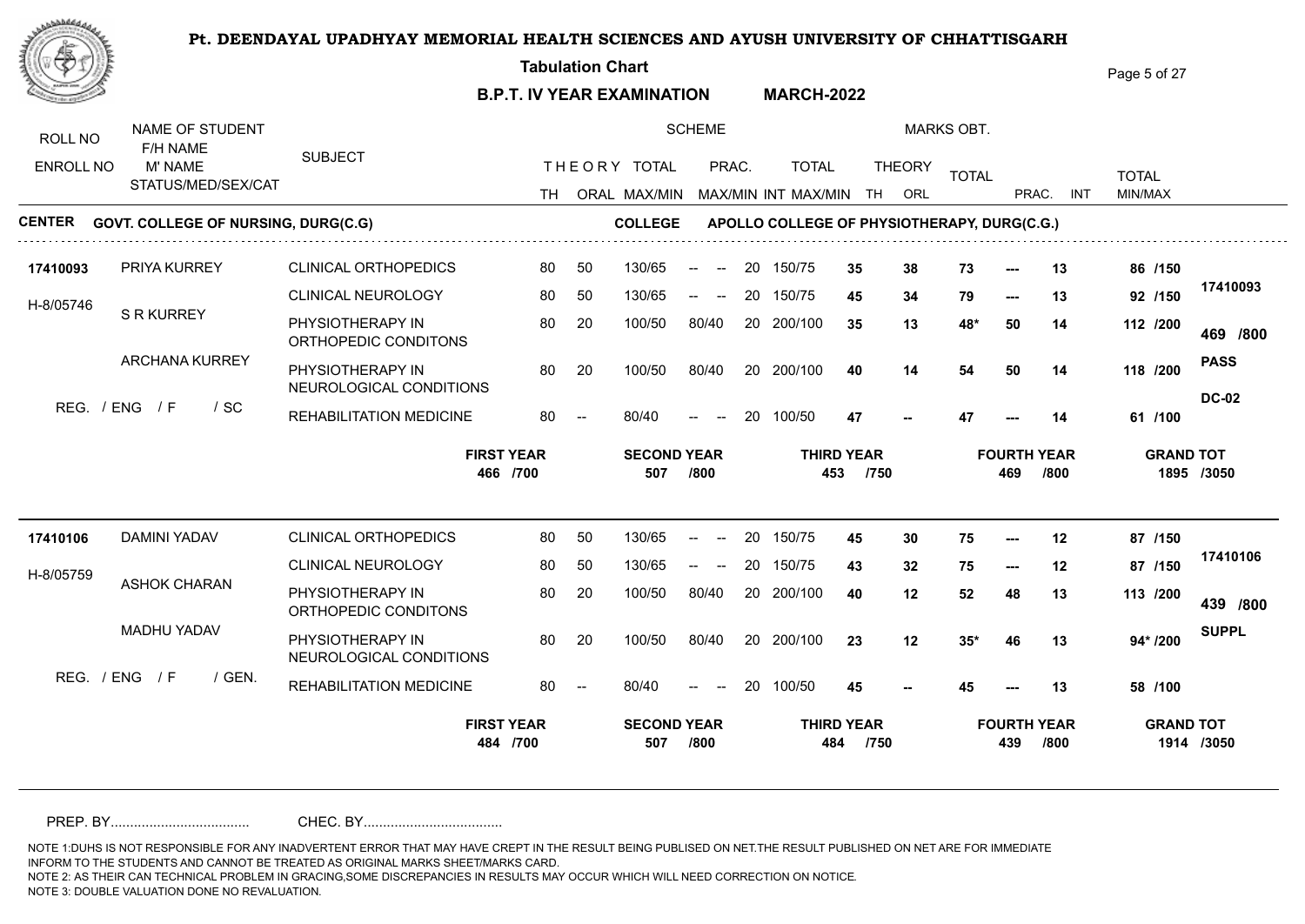# Pt. DEENDAYAL UPADHYAY MEMORIAL HEALTH SCIENCES AND AYUSH UNIVERSITY OF CHHATTISGARH

**Tabulation Chart**

**B.P.T. IV YEAR EXAMINATION MARCH-2022**

**CENTER** GOVT. COLLEGE OF NURSING, DURG(C.G) **COLLEGE** APOLLO COLLEGE OF PHYSIOTHERAPY, DURG(C.G.)

| ROLL NO / ENROLL NO | NAME OF STUDENT / F/H NAME / M' NAME / STATUS/MED/SEX/CAT | SUBJECT | TH | ORAL | THEORY TOTAL MAX/MIN | PRAC. MAX/MIN | INT | TOTAL MAX/MIN | THEORY TH | THEORY ORL | TOTAL | PRAC. | INT | TOTAL MIN/MAX | RESULT |
|---|---|---|---|---|---|---|---|---|---|---|---|---|---|---|---|
| 17410093 | PRIYA KURREY | CLINICAL ORTHOPEDICS | 80 | 50 | 130/65 | -- -- | 20 | 150/75 | 35 | 38 | 73 | --- | 13 | 86 /150 | 17410093 |
| H-8/05746 | S R KURREY | CLINICAL NEUROLOGY | 80 | 50 | 130/65 | -- -- | 20 | 150/75 | 45 | 34 | 79 | --- | 13 | 92 /150 | 469 /800 |
| | ARCHANA KURREY | PHYSIOTHERAPY IN ORTHOPEDIC CONDITONS | 80 | 20 | 100/50 | 80/40 | 20 | 200/100 | 35 | 13 | 48* | 50 | 14 | 112 /200 | PASS |
| | REG. / ENG / F / SC | PHYSIOTHERAPY IN NEUROLOGICAL CONDITIONS | 80 | 20 | 100/50 | 80/40 | 20 | 200/100 | 40 | 14 | 54 | 50 | 14 | 118 /200 | DC-02 |
| | | REHABILITATION MEDICINE | 80 | -- | 80/40 | -- -- | 20 | 100/50 | 47 | -- | 47 | --- | 14 | 61 /100 | |

| FIRST YEAR | SECOND YEAR | THIRD YEAR | FOURTH YEAR | GRAND TOT |
|---|---|---|---|---|
| 466 /700 | 507 /800 | 453 /750 | 469 /800 | 1895 /3050 |

| ROLL NO / ENROLL NO | NAME OF STUDENT / F/H NAME / M' NAME / STATUS/MED/SEX/CAT | SUBJECT | TH | ORAL | THEORY TOTAL MAX/MIN | PRAC. MAX/MIN | INT | TOTAL MAX/MIN | THEORY TH | THEORY ORL | TOTAL | PRAC. | INT | TOTAL MIN/MAX | RESULT |
|---|---|---|---|---|---|---|---|---|---|---|---|---|---|---|---|
| 17410106 | DAMINI YADAV | CLINICAL ORTHOPEDICS | 80 | 50 | 130/65 | -- -- | 20 | 150/75 | 45 | 30 | 75 | --- | 12 | 87 /150 | 17410106 |
| H-8/05759 | ASHOK CHARAN | CLINICAL NEUROLOGY | 80 | 50 | 130/65 | -- -- | 20 | 150/75 | 43 | 32 | 75 | --- | 12 | 87 /150 | 439 /800 |
| | MADHU YADAV | PHYSIOTHERAPY IN ORTHOPEDIC CONDITONS | 80 | 20 | 100/50 | 80/40 | 20 | 200/100 | 40 | 12 | 52 | 48 | 13 | 113 /200 | SUPPL |
| | REG. / ENG / F / GEN. | PHYSIOTHERAPY IN NEUROLOGICAL CONDITIONS | 80 | 20 | 100/50 | 80/40 | 20 | 200/100 | 23 | 12 | 35* | 46 | 13 | 94* /200 | |
| | | REHABILITATION MEDICINE | 80 | -- | 80/40 | -- -- | 20 | 100/50 | 45 | -- | 45 | --- | 13 | 58 /100 | |

| FIRST YEAR | SECOND YEAR | THIRD YEAR | FOURTH YEAR | GRAND TOT |
|---|---|---|---|---|
| 484 /700 | 507 /800 | 484 /750 | 439 /800 | 1914 /3050 |

PREP. BY.................................... CHEC. BY....................................

NOTE 1:DUHS IS NOT RESPONSIBLE FOR ANY INADVERTENT ERROR THAT MAY HAVE CREPT IN THE RESULT BEING PUBLISED ON NET.THE RESULT PUBLISHED ON NET ARE FOR IMMEDIATE INFORM TO THE STUDENTS AND CANNOT BE TREATED AS ORIGINAL MARKS SHEET/MARKS CARD.
NOTE 2: AS THEIR CAN TECHNICAL PROBLEM IN GRACING,SOME DISCREPANCIES IN RESULTS MAY OCCUR WHICH WILL NEED CORRECTION ON NOTICE.
NOTE 3: DOUBLE VALUATION DONE NO REVALUATION.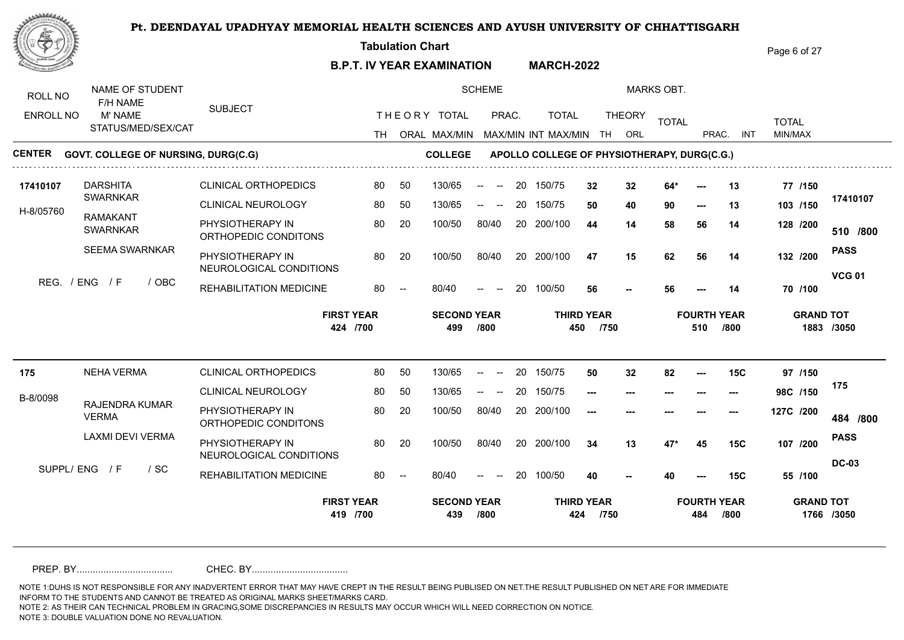# Pt. DEENDAYAL UPADHYAY MEMORIAL HEALTH SCIENCES AND AYUSH UNIVERSITY OF CHHATTISGARH

**Tabulation Chart**

**B.P.T. IV YEAR EXAMINATION    MARCH-2022**

**CENTER** GOVT. COLLEGE OF NURSING, DURG(C.G)    **COLLEGE** APOLLO COLLEGE OF PHYSIOTHERAPY, DURG(C.G.)

| ROLL NO / ENROLL NO | NAME OF STUDENT / F/H NAME / M' NAME / STATUS/MED/SEX/CAT | SUBJECT | TH | ORAL | THEORY TOTAL MAX/MIN | PRAC. MAX/MIN | INT | TOTAL MAX/MIN | THEORY TH | THEORY ORL | TOTAL | PRAC. | INT | TOTAL MIN/MAX | |
|---|---|---|---|---|---|---|---|---|---|---|---|---|---|---|---|
| 17410107 | DARSHITA SWARNKAR | CLINICAL ORTHOPEDICS | 80 | 50 | 130/65 | -- -- | 20 | 150/75 | 32 | 32 | 64* | --- | 13 | 77 /150 | 17410107 |
| H-8/05760 | RAMAKANT SWARNKAR | CLINICAL NEUROLOGY | 80 | 50 | 130/65 | -- -- | 20 | 150/75 | 50 | 40 | 90 | --- | 13 | 103 /150 | 510 /800 |
| | SEEMA SWARNKAR | PHYSIOTHERAPY IN ORTHOPEDIC CONDITONS | 80 | 20 | 100/50 | 80/40 | 20 | 200/100 | 44 | 14 | 58 | 56 | 14 | 128 /200 | PASS |
| | REG. / ENG / F / OBC | PHYSIOTHERAPY IN NEUROLOGICAL CONDITIONS | 80 | 20 | 100/50 | 80/40 | 20 | 200/100 | 47 | 15 | 62 | 56 | 14 | 132 /200 | VCG 01 |
| | | REHABILITATION MEDICINE | 80 | -- | 80/40 | -- -- | 20 | 100/50 | 56 | -- | 56 | --- | 14 | 70 /100 | |

**FIRST YEAR** 424 /700    **SECOND YEAR** 499 /800    **THIRD YEAR** 450 /750    **FOURTH YEAR** 510 /800    **GRAND TOT** 1883 /3050

| ROLL NO / ENROLL NO | NAME OF STUDENT / F/H NAME / M' NAME / STATUS/MED/SEX/CAT | SUBJECT | TH | ORAL | THEORY TOTAL MAX/MIN | PRAC. MAX/MIN | INT | TOTAL MAX/MIN | THEORY TH | THEORY ORL | TOTAL | PRAC. | INT | TOTAL MIN/MAX | |
|---|---|---|---|---|---|---|---|---|---|---|---|---|---|---|---|
| 175 | NEHA VERMA | CLINICAL ORTHOPEDICS | 80 | 50 | 130/65 | -- -- | 20 | 150/75 | 50 | 32 | 82 | --- | 15C | 97 /150 | 175 |
| B-8/0098 | RAJENDRA KUMAR VERMA | CLINICAL NEUROLOGY | 80 | 50 | 130/65 | -- -- | 20 | 150/75 | --- | --- | --- | --- | --- | 98C /150 | 484 /800 |
| | LAXMI DEVI VERMA | PHYSIOTHERAPY IN ORTHOPEDIC CONDITONS | 80 | 20 | 100/50 | 80/40 | 20 | 200/100 | --- | --- | --- | --- | --- | 127C /200 | PASS |
| | SUPPL/ ENG / F / SC | PHYSIOTHERAPY IN NEUROLOGICAL CONDITIONS | 80 | 20 | 100/50 | 80/40 | 20 | 200/100 | 34 | 13 | 47* | 45 | 15C | 107 /200 | DC-03 |
| | | REHABILITATION MEDICINE | 80 | -- | 80/40 | -- -- | 20 | 100/50 | 40 | -- | 40 | --- | 15C | 55 /100 | |

**FIRST YEAR** 419 /700    **SECOND YEAR** 439 /800    **THIRD YEAR** 424 /750    **FOURTH YEAR** 484 /800    **GRAND TOT** 1766 /3050

PREP. BY....................................    CHEC. BY....................................

NOTE 1:DUHS IS NOT RESPONSIBLE FOR ANY INADVERTENT ERROR THAT MAY HAVE CREPT IN THE RESULT BEING PUBLISED ON NET.THE RESULT PUBLISHED ON NET ARE FOR IMMEDIATE INFORM TO THE STUDENTS AND CANNOT BE TREATED AS ORIGINAL MARKS SHEET/MARKS CARD.
NOTE 2: AS THEIR CAN TECHNICAL PROBLEM IN GRACING,SOME DISCREPANCIES IN RESULTS MAY OCCUR WHICH WILL NEED CORRECTION ON NOTICE.
NOTE 3: DOUBLE VALUATION DONE NO REVALUATION.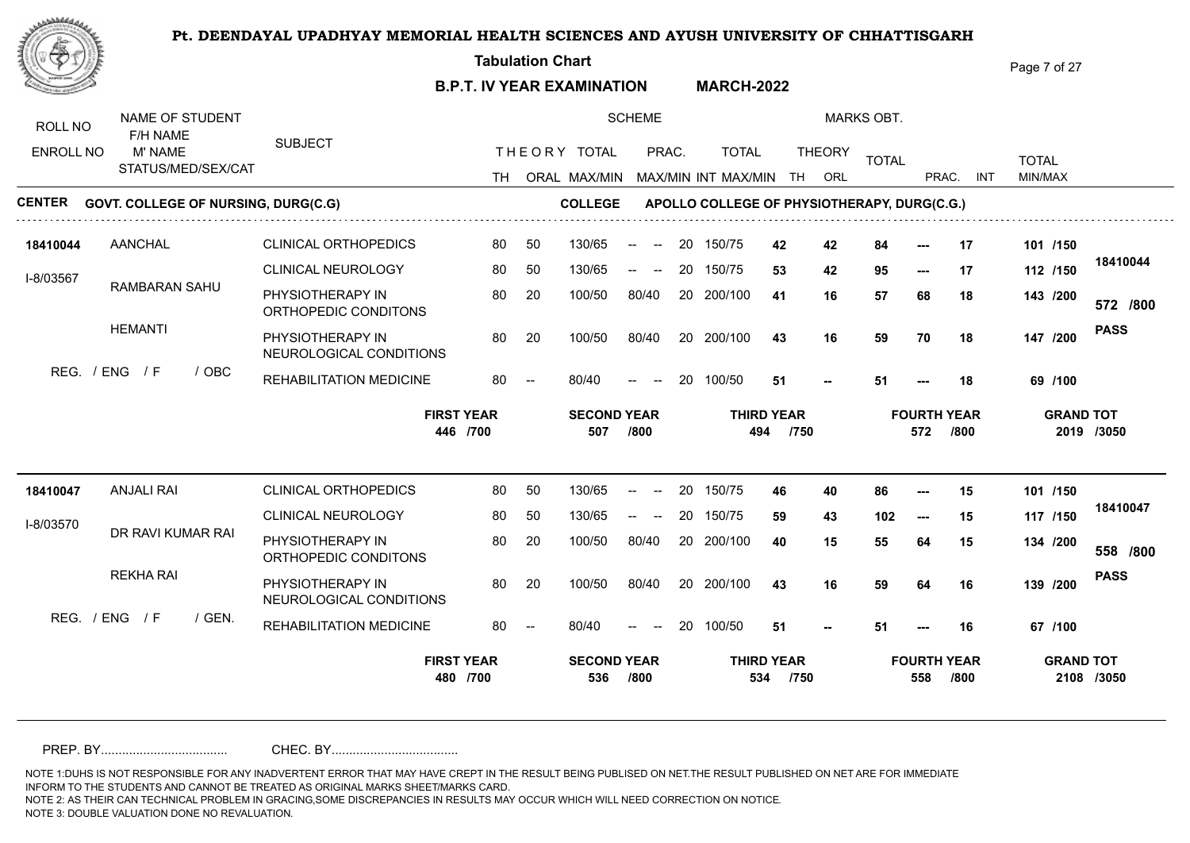# Pt. DEENDAYAL UPADHYAY MEMORIAL HEALTH SCIENCES AND AYUSH UNIVERSITY OF CHHATTISGARH

**Tabulation Chart**

**B.P.T. IV YEAR EXAMINATION MARCH-2022**

**CENTER** GOVT. COLLEGE OF NURSING, DURG(C.G) **COLLEGE** APOLLO COLLEGE OF PHYSIOTHERAPY, DURG(C.G.)

| ROLL NO / ENROLL NO | NAME OF STUDENT / F/H NAME / M' NAME / STATUS/MED/SEX/CAT | SUBJECT | TH | ORAL | THEORY TOTAL MAX/MIN | PRAC. MAX/MIN | INT | TOTAL MAX/MIN | THEORY TH | THEORY ORL | TOTAL | PRAC. | INT | TOTAL MIN/MAX | RESULT |
|---|---|---|---|---|---|---|---|---|---|---|---|---|---|---|---|
| 18410044 | AANCHAL | CLINICAL ORTHOPEDICS | 80 | 50 | 130/65 | -- -- | 20 | 150/75 | 42 | 42 | 84 | --- | 17 | 101 /150 | 18410044 |
| I-8/03567 | RAMBARAN SAHU | CLINICAL NEUROLOGY | 80 | 50 | 130/65 | -- -- | 20 | 150/75 | 53 | 42 | 95 | --- | 17 | 112 /150 | 572 /800 |
| | HEMANTI | PHYSIOTHERAPY IN ORTHOPEDIC CONDITONS | 80 | 20 | 100/50 | 80/40 | 20 | 200/100 | 41 | 16 | 57 | 68 | 18 | 143 /200 | PASS |
| | REG. / ENG / F / OBC | PHYSIOTHERAPY IN NEUROLOGICAL CONDITIONS | 80 | 20 | 100/50 | 80/40 | 20 | 200/100 | 43 | 16 | 59 | 70 | 18 | 147 /200 | |
| | | REHABILITATION MEDICINE | 80 | -- | 80/40 | -- -- | 20 | 100/50 | 51 | -- | 51 | --- | 18 | 69 /100 | |

**FIRST YEAR** 446 /700 | **SECOND YEAR** 507 /800 | **THIRD YEAR** 494 /750 | **FOURTH YEAR** 572 /800 | **GRAND TOT** 2019 /3050

| ROLL NO / ENROLL NO | NAME OF STUDENT / F/H NAME / M' NAME / STATUS/MED/SEX/CAT | SUBJECT | TH | ORAL | THEORY TOTAL MAX/MIN | PRAC. MAX/MIN | INT | TOTAL MAX/MIN | THEORY TH | THEORY ORL | TOTAL | PRAC. | INT | TOTAL MIN/MAX | RESULT |
|---|---|---|---|---|---|---|---|---|---|---|---|---|---|---|---|
| 18410047 | ANJALI RAI | CLINICAL ORTHOPEDICS | 80 | 50 | 130/65 | -- -- | 20 | 150/75 | 46 | 40 | 86 | --- | 15 | 101 /150 | 18410047 |
| I-8/03570 | DR RAVI KUMAR RAI | CLINICAL NEUROLOGY | 80 | 50 | 130/65 | -- -- | 20 | 150/75 | 59 | 43 | 102 | --- | 15 | 117 /150 | 558 /800 |
| | REKHA RAI | PHYSIOTHERAPY IN ORTHOPEDIC CONDITONS | 80 | 20 | 100/50 | 80/40 | 20 | 200/100 | 40 | 15 | 55 | 64 | 15 | 134 /200 | PASS |
| | REG. / ENG / F / GEN. | PHYSIOTHERAPY IN NEUROLOGICAL CONDITIONS | 80 | 20 | 100/50 | 80/40 | 20 | 200/100 | 43 | 16 | 59 | 64 | 16 | 139 /200 | |
| | | REHABILITATION MEDICINE | 80 | -- | 80/40 | -- -- | 20 | 100/50 | 51 | -- | 51 | --- | 16 | 67 /100 | |

**FIRST YEAR** 480 /700 | **SECOND YEAR** 536 /800 | **THIRD YEAR** 534 /750 | **FOURTH YEAR** 558 /800 | **GRAND TOT** 2108 /3050

PREP. BY.................................... CHEC. BY....................................

NOTE 1:DUHS IS NOT RESPONSIBLE FOR ANY INADVERTENT ERROR THAT MAY HAVE CREPT IN THE RESULT BEING PUBLISED ON NET.THE RESULT PUBLISHED ON NET ARE FOR IMMEDIATE INFORM TO THE STUDENTS AND CANNOT BE TREATED AS ORIGINAL MARKS SHEET/MARKS CARD.
NOTE 2: AS THEIR CAN TECHNICAL PROBLEM IN GRACING,SOME DISCREPANCIES IN RESULTS MAY OCCUR WHICH WILL NEED CORRECTION ON NOTICE.
NOTE 3: DOUBLE VALUATION DONE NO REVALUATION.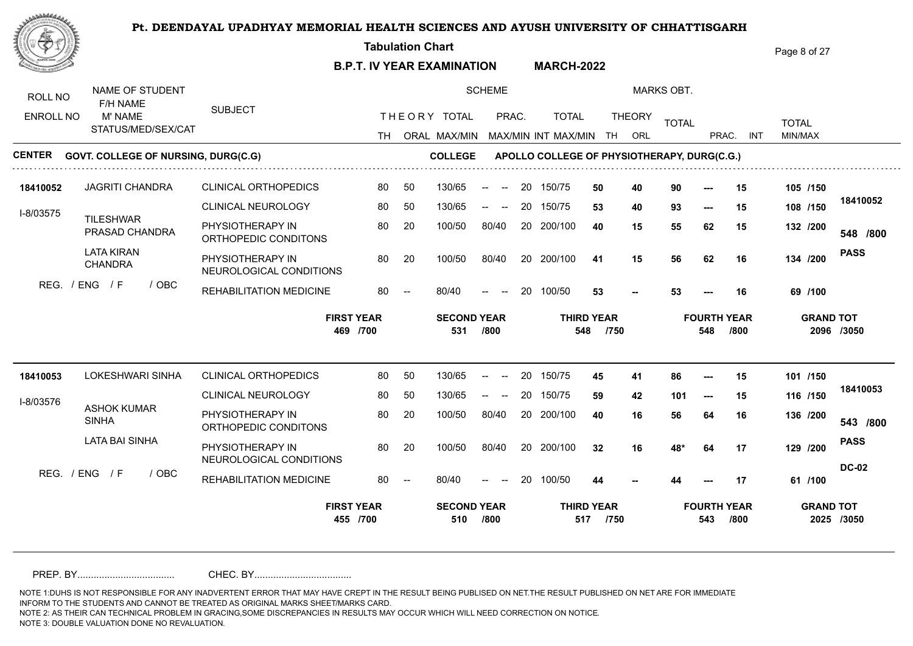# Pt. DEENDAYAL UPADHYAY MEMORIAL HEALTH SCIENCES AND AYUSH UNIVERSITY OF CHHATTISGARH

**Tabulation Chart**

**B.P.T. IV YEAR EXAMINATION MARCH-2022**

**CENTER** GOVT. COLLEGE OF NURSING, DURG(C.G) **COLLEGE** APOLLO COLLEGE OF PHYSIOTHERAPY, DURG(C.G.)

| ROLL NO / ENROLL NO | NAME OF STUDENT / F/H NAME / M' NAME / STATUS/MED/SEX/CAT | SUBJECT | TH | ORAL | THEORY TOTAL MAX/MIN | PRAC. MAX/MIN | INT | TOTAL MAX/MIN | THEORY TH | THEORY ORL | TOTAL | PRAC. | INT | TOTAL MIN/MAX | |
|---|---|---|---|---|---|---|---|---|---|---|---|---|---|---|---|
| 18410052 | JAGRITI CHANDRA | CLINICAL ORTHOPEDICS | 80 | 50 | 130/65 | -- -- | 20 | 150/75 | 50 | 40 | 90 | --- | 15 | 105 /150 | 18410052 |
| I-8/03575 | TILESHWAR PRASAD CHANDRA | CLINICAL NEUROLOGY | 80 | 50 | 130/65 | -- -- | 20 | 150/75 | 53 | 40 | 93 | --- | 15 | 108 /150 | 548 /800 |
| | LATA KIRAN CHANDRA | PHYSIOTHERAPY IN ORTHOPEDIC CONDITONS | 80 | 20 | 100/50 | 80/40 | 20 | 200/100 | 40 | 15 | 55 | 62 | 15 | 132 /200 | PASS |
| | REG. / ENG / F / OBC | PHYSIOTHERAPY IN NEUROLOGICAL CONDITIONS | 80 | 20 | 100/50 | 80/40 | 20 | 200/100 | 41 | 15 | 56 | 62 | 16 | 134 /200 | |
| | | REHABILITATION MEDICINE | 80 | -- | 80/40 | -- -- | 20 | 100/50 | 53 | -- | 53 | --- | 16 | 69 /100 | |
| | | **FIRST YEAR** 469 /700 | | | **SECOND YEAR** 531 /800 | | | **THIRD YEAR** 548 /750 | | | | **FOURTH YEAR** 548 /800 | | **GRAND TOT** 2096 /3050 | |
| 18410053 | LOKESHWARI SINHA | CLINICAL ORTHOPEDICS | 80 | 50 | 130/65 | -- -- | 20 | 150/75 | 45 | 41 | 86 | --- | 15 | 101 /150 | 18410053 |
| I-8/03576 | ASHOK KUMAR SINHA | CLINICAL NEUROLOGY | 80 | 50 | 130/65 | -- -- | 20 | 150/75 | 59 | 42 | 101 | --- | 15 | 116 /150 | 543 /800 |
| | LATA BAI SINHA | PHYSIOTHERAPY IN ORTHOPEDIC CONDITONS | 80 | 20 | 100/50 | 80/40 | 20 | 200/100 | 40 | 16 | 56 | 64 | 16 | 136 /200 | PASS |
| | REG. / ENG / F / OBC | PHYSIOTHERAPY IN NEUROLOGICAL CONDITIONS | 80 | 20 | 100/50 | 80/40 | 20 | 200/100 | 32 | 16 | 48* | 64 | 17 | 129 /200 | DC-02 |
| | | REHABILITATION MEDICINE | 80 | -- | 80/40 | -- -- | 20 | 100/50 | 44 | -- | 44 | --- | 17 | 61 /100 | |
| | | **FIRST YEAR** 455 /700 | | | **SECOND YEAR** 510 /800 | | | **THIRD YEAR** 517 /750 | | | | **FOURTH YEAR** 543 /800 | | **GRAND TOT** 2025 /3050 | |

PREP. BY.................................... CHEC. BY....................................

NOTE 1:DUHS IS NOT RESPONSIBLE FOR ANY INADVERTENT ERROR THAT MAY HAVE CREPT IN THE RESULT BEING PUBLISED ON NET.THE RESULT PUBLISHED ON NET ARE FOR IMMEDIATE INFORM TO THE STUDENTS AND CANNOT BE TREATED AS ORIGINAL MARKS SHEET/MARKS CARD.
NOTE 2: AS THEIR CAN TECHNICAL PROBLEM IN GRACING,SOME DISCREPANCIES IN RESULTS MAY OCCUR WHICH WILL NEED CORRECTION ON NOTICE.
NOTE 3: DOUBLE VALUATION DONE NO REVALUATION.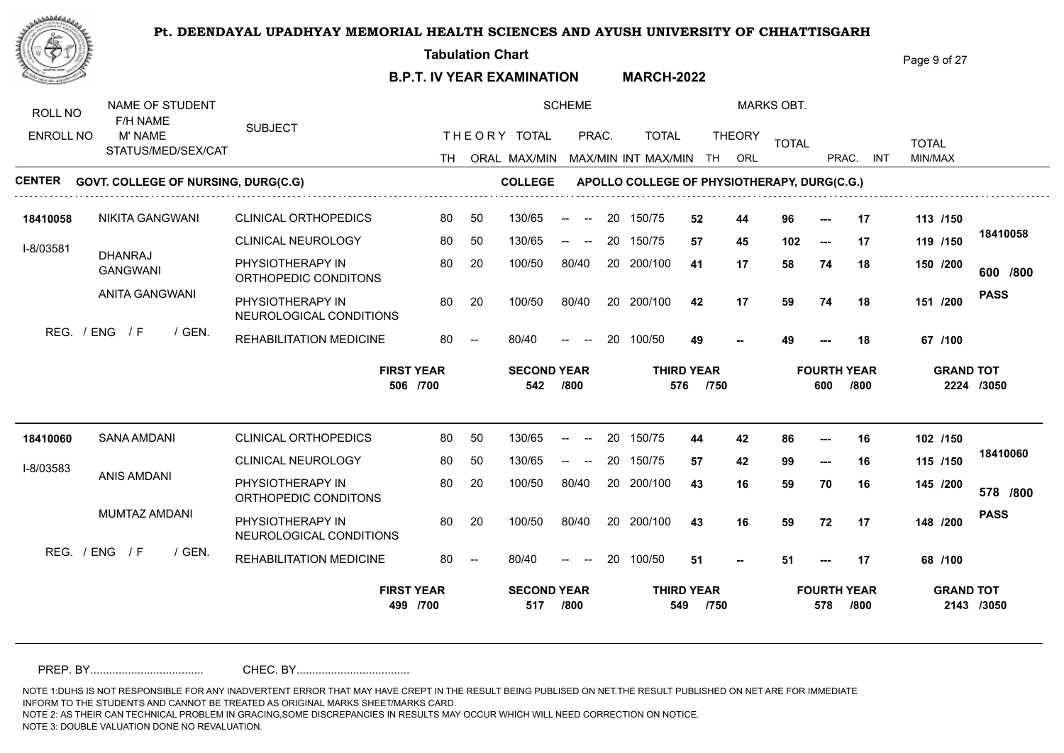# Pt. DEENDAYAL UPADHYAY MEMORIAL HEALTH SCIENCES AND AYUSH UNIVERSITY OF CHHATTISGARH

**Tabulation Chart**

**B.P.T. IV YEAR EXAMINATION MARCH-2022**

**CENTER** GOVT. COLLEGE OF NURSING, DURG(C.G) **COLLEGE** APOLLO COLLEGE OF PHYSIOTHERAPY, DURG(C.G.)

| ROLL NO / ENROLL NO | NAME OF STUDENT / F/H NAME / M' NAME / STATUS/MED/SEX/CAT | SUBJECT | TH | ORAL | THEORY TOTAL MAX/MIN | PRAC. MAX/MIN | INT | TOTAL MAX/MIN | THEORY TH | THEORY ORL | TOTAL | PRAC. | INT | TOTAL MIN/MAX | RESULT |
|---|---|---|---|---|---|---|---|---|---|---|---|---|---|---|---|
| 18410058 | NIKITA GANGWANI | CLINICAL ORTHOPEDICS | 80 | 50 | 130/65 | -- -- | 20 | 150/75 | 52 | 44 | 96 | --- | 17 | 113 /150 | 18410058 |
| I-8/03581 | DHANRAJ GANGWANI | CLINICAL NEUROLOGY | 80 | 50 | 130/65 | -- -- | 20 | 150/75 | 57 | 45 | 102 | --- | 17 | 119 /150 | 600 /800 |
| | ANITA GANGWANI | PHYSIOTHERAPY IN ORTHOPEDIC CONDITONS | 80 | 20 | 100/50 | 80/40 | 20 | 200/100 | 41 | 17 | 58 | 74 | 18 | 150 /200 | PASS |
| | REG. / ENG / F / GEN. | PHYSIOTHERAPY IN NEUROLOGICAL CONDITIONS | 80 | 20 | 100/50 | 80/40 | 20 | 200/100 | 42 | 17 | 59 | 74 | 18 | 151 /200 | |
| | | REHABILITATION MEDICINE | 80 | -- | 80/40 | -- -- | 20 | 100/50 | 49 | -- | 49 | --- | 18 | 67 /100 | |

| FIRST YEAR | SECOND YEAR | THIRD YEAR | FOURTH YEAR | GRAND TOT |
|---|---|---|---|---|
| 506 /700 | 542 /800 | 576 /750 | 600 /800 | 2224 /3050 |

| ROLL NO / ENROLL NO | NAME OF STUDENT / F/H NAME / M' NAME / STATUS/MED/SEX/CAT | SUBJECT | TH | ORAL | THEORY TOTAL MAX/MIN | PRAC. MAX/MIN | INT | TOTAL MAX/MIN | THEORY TH | THEORY ORL | TOTAL | PRAC. | INT | TOTAL MIN/MAX | RESULT |
|---|---|---|---|---|---|---|---|---|---|---|---|---|---|---|---|
| 18410060 | SANA AMDANI | CLINICAL ORTHOPEDICS | 80 | 50 | 130/65 | -- -- | 20 | 150/75 | 44 | 42 | 86 | --- | 16 | 102 /150 | 18410060 |
| I-8/03583 | ANIS AMDANI | CLINICAL NEUROLOGY | 80 | 50 | 130/65 | -- -- | 20 | 150/75 | 57 | 42 | 99 | --- | 16 | 115 /150 | 578 /800 |
| | MUMTAZ AMDANI | PHYSIOTHERAPY IN ORTHOPEDIC CONDITONS | 80 | 20 | 100/50 | 80/40 | 20 | 200/100 | 43 | 16 | 59 | 70 | 16 | 145 /200 | PASS |
| | REG. / ENG / F / GEN. | PHYSIOTHERAPY IN NEUROLOGICAL CONDITIONS | 80 | 20 | 100/50 | 80/40 | 20 | 200/100 | 43 | 16 | 59 | 72 | 17 | 148 /200 | |
| | | REHABILITATION MEDICINE | 80 | -- | 80/40 | -- -- | 20 | 100/50 | 51 | -- | 51 | --- | 17 | 68 /100 | |

| FIRST YEAR | SECOND YEAR | THIRD YEAR | FOURTH YEAR | GRAND TOT |
|---|---|---|---|---|
| 499 /700 | 517 /800 | 549 /750 | 578 /800 | 2143 /3050 |

PREP. BY.................................... CHEC. BY....................................

NOTE 1:DUHS IS NOT RESPONSIBLE FOR ANY INADVERTENT ERROR THAT MAY HAVE CREPT IN THE RESULT BEING PUBLISED ON NET.THE RESULT PUBLISHED ON NET ARE FOR IMMEDIATE INFORM TO THE STUDENTS AND CANNOT BE TREATED AS ORIGINAL MARKS SHEET/MARKS CARD.
NOTE 2: AS THEIR CAN TECHNICAL PROBLEM IN GRACING,SOME DISCREPANCIES IN RESULTS MAY OCCUR WHICH WILL NEED CORRECTION ON NOTICE.
NOTE 3: DOUBLE VALUATION DONE NO REVALUATION.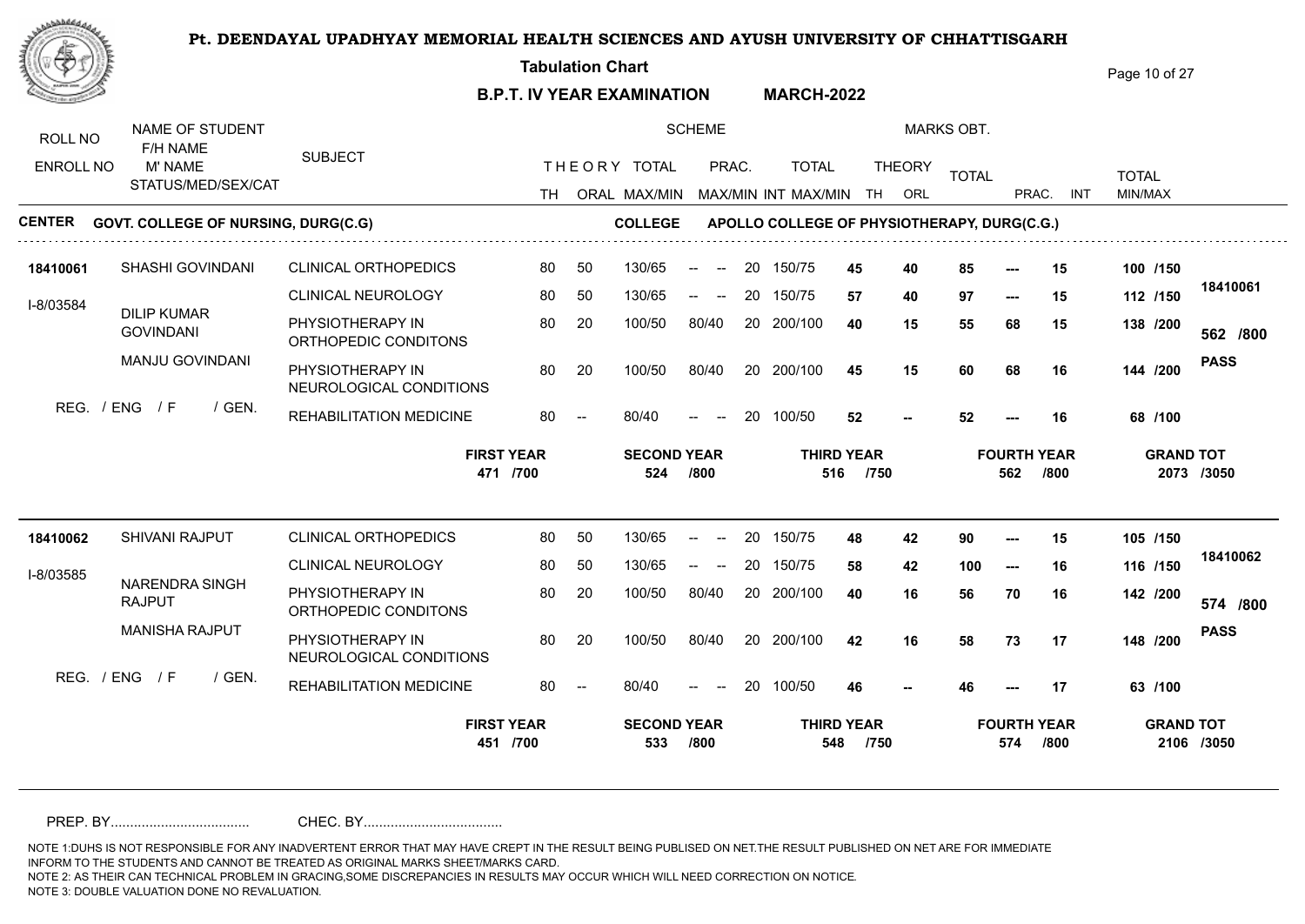# Pt. DEENDAYAL UPADHYAY MEMORIAL HEALTH SCIENCES AND AYUSH UNIVERSITY OF CHHATTISGARH

**Tabulation Chart**

**B.P.T. IV YEAR EXAMINATION MARCH-2022**

**CENTER** GOVT. COLLEGE OF NURSING, DURG(C.G) **COLLEGE** APOLLO COLLEGE OF PHYSIOTHERAPY, DURG(C.G.)

| ROLL NO / ENROLL NO | NAME OF STUDENT / F/H NAME / M' NAME / STATUS/MED/SEX/CAT | SUBJECT | TH | ORAL | THEORY TOTAL MAX/MIN | PRAC. MAX/MIN | INT | TOTAL MAX/MIN | THEORY TH | THEORY ORL | TOTAL | PRAC. | INT | TOTAL MIN/MAX | |
|---|---|---|---|---|---|---|---|---|---|---|---|---|---|---|---|
| 18410061 | SHASHI GOVINDANI | CLINICAL ORTHOPEDICS | 80 | 50 | 130/65 | -- -- | 20 | 150/75 | 45 | 40 | 85 | --- | 15 | 100 /150 | 18410061 |
| I-8/03584 | DILIP KUMAR GOVINDANI | CLINICAL NEUROLOGY | 80 | 50 | 130/65 | -- -- | 20 | 150/75 | 57 | 40 | 97 | --- | 15 | 112 /150 | 562 /800 |
| | MANJU GOVINDANI | PHYSIOTHERAPY IN ORTHOPEDIC CONDITONS | 80 | 20 | 100/50 | 80/40 | 20 | 200/100 | 40 | 15 | 55 | 68 | 15 | 138 /200 | PASS |
| | REG. / ENG / F / GEN. | PHYSIOTHERAPY IN NEUROLOGICAL CONDITIONS | 80 | 20 | 100/50 | 80/40 | 20 | 200/100 | 45 | 15 | 60 | 68 | 16 | 144 /200 | |
| | | REHABILITATION MEDICINE | 80 | -- | 80/40 | -- -- | 20 | 100/50 | 52 | -- | 52 | --- | 16 | 68 /100 | |

**FIRST YEAR** 471 /700 **SECOND YEAR** 524 /800 **THIRD YEAR** 516 /750 **FOURTH YEAR** 562 /800 **GRAND TOT** 2073 /3050

| ROLL NO / ENROLL NO | NAME OF STUDENT / F/H NAME / M' NAME / STATUS/MED/SEX/CAT | SUBJECT | TH | ORAL | THEORY TOTAL MAX/MIN | PRAC. MAX/MIN | INT | TOTAL MAX/MIN | THEORY TH | THEORY ORL | TOTAL | PRAC. | INT | TOTAL MIN/MAX | |
|---|---|---|---|---|---|---|---|---|---|---|---|---|---|---|---|
| 18410062 | SHIVANI RAJPUT | CLINICAL ORTHOPEDICS | 80 | 50 | 130/65 | -- -- | 20 | 150/75 | 48 | 42 | 90 | --- | 15 | 105 /150 | 18410062 |
| I-8/03585 | NARENDRA SINGH RAJPUT | CLINICAL NEUROLOGY | 80 | 50 | 130/65 | -- -- | 20 | 150/75 | 58 | 42 | 100 | --- | 16 | 116 /150 | 574 /800 |
| | MANISHA RAJPUT | PHYSIOTHERAPY IN ORTHOPEDIC CONDITONS | 80 | 20 | 100/50 | 80/40 | 20 | 200/100 | 40 | 16 | 56 | 70 | 16 | 142 /200 | PASS |
| | REG. / ENG / F / GEN. | PHYSIOTHERAPY IN NEUROLOGICAL CONDITIONS | 80 | 20 | 100/50 | 80/40 | 20 | 200/100 | 42 | 16 | 58 | 73 | 17 | 148 /200 | |
| | | REHABILITATION MEDICINE | 80 | -- | 80/40 | -- -- | 20 | 100/50 | 46 | -- | 46 | --- | 17 | 63 /100 | |

**FIRST YEAR** 451 /700 **SECOND YEAR** 533 /800 **THIRD YEAR** 548 /750 **FOURTH YEAR** 574 /800 **GRAND TOT** 2106 /3050

PREP. BY.................................... CHEC. BY....................................

NOTE 1:DUHS IS NOT RESPONSIBLE FOR ANY INADVERTENT ERROR THAT MAY HAVE CREPT IN THE RESULT BEING PUBLISED ON NET.THE RESULT PUBLISHED ON NET ARE FOR IMMEDIATE INFORM TO THE STUDENTS AND CANNOT BE TREATED AS ORIGINAL MARKS SHEET/MARKS CARD.
NOTE 2: AS THEIR CAN TECHNICAL PROBLEM IN GRACING,SOME DISCREPANCIES IN RESULTS MAY OCCUR WHICH WILL NEED CORRECTION ON NOTICE.
NOTE 3: DOUBLE VALUATION DONE NO REVALUATION.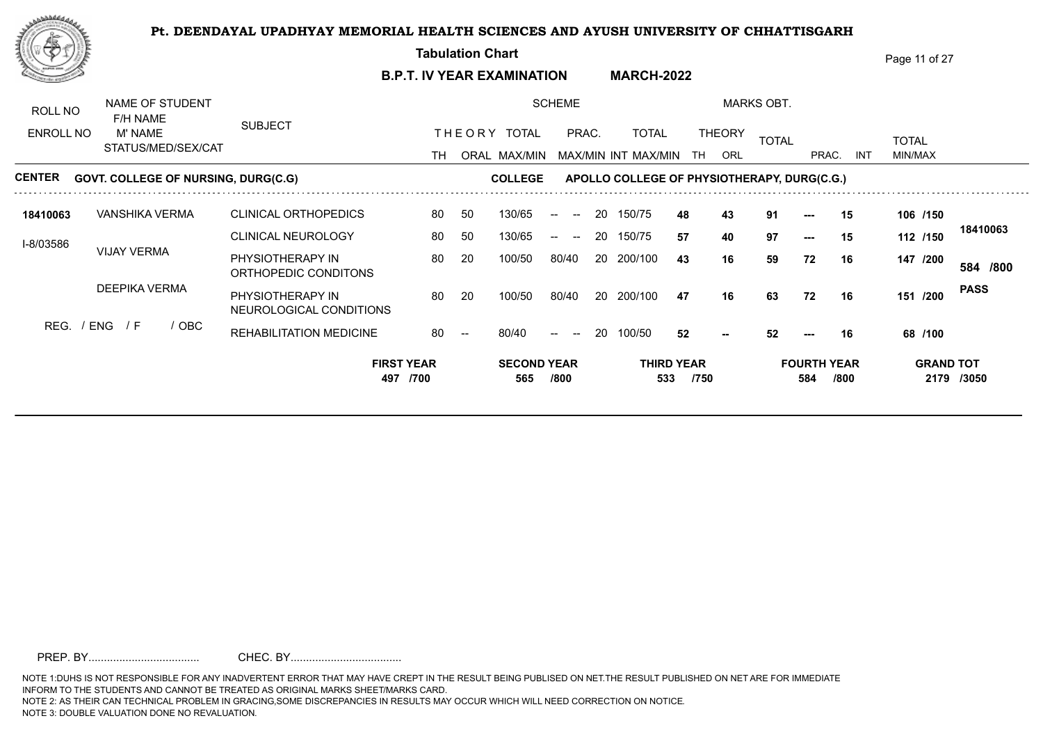# Pt. DEENDAYAL UPADHYAY MEMORIAL HEALTH SCIENCES AND AYUSH UNIVERSITY OF CHHATTISGARH

**Tabulation Chart**

**B.P.T. IV YEAR EXAMINATION MARCH-2022**

| ROLL NO / ENROLL NO | NAME OF STUDENT / F/H NAME / M' NAME / STATUS/MED/SEX/CAT | SUBJECT | SCHEME THEORY TH | ORAL | TOTAL MAX/MIN | PRAC. MAX/MIN | INT | TOTAL MAX/MIN | MARKS OBT. THEORY TH | ORL | TOTAL | PRAC. | INT | TOTAL MIN/MAX | |
|---|---|---|---|---|---|---|---|---|---|---|---|---|---|---|---|

**CENTER GOVT. COLLEGE OF NURSING, DURG(C.G) COLLEGE APOLLO COLLEGE OF PHYSIOTHERAPY, DURG(C.G.)**

| ROLL NO / ENROLL NO | NAME OF STUDENT / F/H NAME / M' NAME / STATUS/MED/SEX/CAT | SUBJECT | TH | ORAL | TOTAL MAX/MIN | PRAC. MAX/MIN | INT | TOTAL MAX/MIN | TH | ORL | TOTAL | PRAC. | INT | TOTAL MIN/MAX | RESULT |
|---|---|---|---|---|---|---|---|---|---|---|---|---|---|---|---|
| **18410063** | VANSHIKA VERMA | CLINICAL ORTHOPEDICS | 80 | 50 | 130/65 | -- -- | 20 | 150/75 | **48** | **43** | **91** | **---** | **15** | **106 /150** | **18410063** |
| I-8/03586 | VIJAY VERMA | CLINICAL NEUROLOGY | 80 | 50 | 130/65 | -- -- | 20 | 150/75 | **57** | **40** | **97** | **---** | **15** | **112 /150** | **584 /800** |
| | DEEPIKA VERMA | PHYSIOTHERAPY IN ORTHOPEDIC CONDITONS | 80 | 20 | 100/50 | 80/40 | 20 | 200/100 | **43** | **16** | **59** | **72** | **16** | **147 /200** | **PASS** |
| | REG. / ENG / F / OBC | PHYSIOTHERAPY IN NEUROLOGICAL CONDITIONS | 80 | 20 | 100/50 | 80/40 | 20 | 200/100 | **47** | **16** | **63** | **72** | **16** | **151 /200** | |
| | | REHABILITATION MEDICINE | 80 | -- | 80/40 | -- -- | 20 | 100/50 | **52** | **--** | **52** | **---** | **16** | **68 /100** | |

| FIRST YEAR | SECOND YEAR | THIRD YEAR | FOURTH YEAR | GRAND TOT |
|---|---|---|---|---|
| **497 /700** | **565 /800** | **533 /750** | **584 /800** | **2179 /3050** |

PREP. BY.................................... CHEC. BY....................................

NOTE 1:DUHS IS NOT RESPONSIBLE FOR ANY INADVERTENT ERROR THAT MAY HAVE CREPT IN THE RESULT BEING PUBLISED ON NET.THE RESULT PUBLISHED ON NET ARE FOR IMMEDIATE INFORM TO THE STUDENTS AND CANNOT BE TREATED AS ORIGINAL MARKS SHEET/MARKS CARD.
NOTE 2: AS THEIR CAN TECHNICAL PROBLEM IN GRACING,SOME DISCREPANCIES IN RESULTS MAY OCCUR WHICH WILL NEED CORRECTION ON NOTICE.
NOTE 3: DOUBLE VALUATION DONE NO REVALUATION.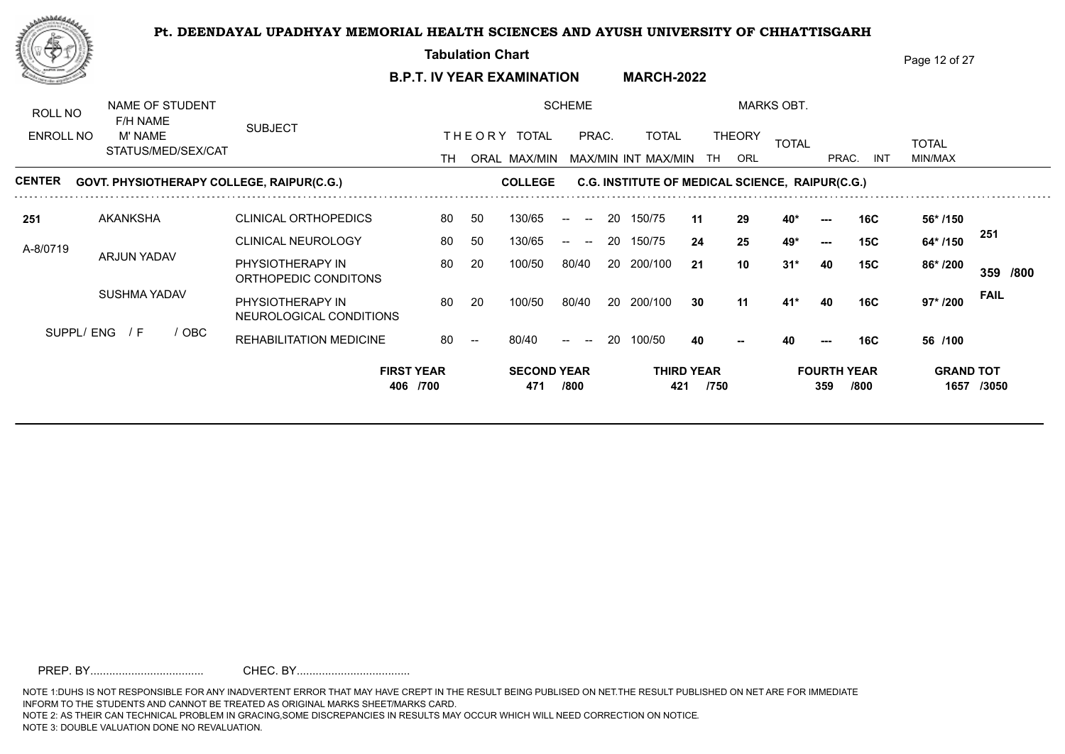# Pt. DEENDAYAL UPADHYAY MEMORIAL HEALTH SCIENCES AND AYUSH UNIVERSITY OF CHHATTISGARH

**Tabulation Chart**

**B.P.T. IV YEAR EXAMINATION MARCH-2022**

| ROLL NO / ENROLL NO | NAME OF STUDENT / F/H NAME / M' NAME / STATUS/MED/SEX/CAT | SUBJECT | SCHEME THEORY TH | ORAL | TOTAL MAX/MIN | PRAC. MAX/MIN | INT | TOTAL MAX/MIN | MARKS OBT. THEORY TH | ORL | TOTAL | PRAC. | INT | TOTAL MIN/MAX | |
|---|---|---|---|---|---|---|---|---|---|---|---|---|---|---|---|
| **CENTER** | **GOVT. PHYSIOTHERAPY COLLEGE, RAIPUR(C.G.)** | **COLLEGE** | **C.G. INSTITUTE OF MEDICAL SCIENCE, RAIPUR(C.G.)** | | | | | | | | | | | | |
| **251** | AKANKSHA | CLINICAL ORTHOPEDICS | 80 | 50 | 130/65 | -- -- | 20 | 150/75 | **11** | **29** | **40*** | **---** | **16C** | **56* /150** | |
| A-8/0719 | | CLINICAL NEUROLOGY | 80 | 50 | 130/65 | -- -- | 20 | 150/75 | **24** | **25** | **49*** | **---** | **15C** | **64* /150** | **251** |
| | ARJUN YADAV | PHYSIOTHERAPY IN ORTHOPEDIC CONDITONS | 80 | 20 | 100/50 | 80/40 | 20 | 200/100 | **21** | **10** | **31*** | **40** | **15C** | **86* /200** | **359 /800** |
| | SUSHMA YADAV | PHYSIOTHERAPY IN NEUROLOGICAL CONDITIONS | 80 | 20 | 100/50 | 80/40 | 20 | 200/100 | **30** | **11** | **41*** | **40** | **16C** | **97* /200** | **FAIL** |
| | SUPPL/ ENG / F / OBC | REHABILITATION MEDICINE | 80 | -- | 80/40 | -- -- | 20 | 100/50 | **40** | **--** | **40** | **---** | **16C** | **56 /100** | |

| FIRST YEAR | SECOND YEAR | THIRD YEAR | FOURTH YEAR | GRAND TOT |
|---|---|---|---|---|
| 406 /700 | 471 /800 | 421 /750 | 359 /800 | 1657 /3050 |

PREP. BY.................................... CHEC. BY....................................

NOTE 1:DUHS IS NOT RESPONSIBLE FOR ANY INADVERTENT ERROR THAT MAY HAVE CREPT IN THE RESULT BEING PUBLISED ON NET.THE RESULT PUBLISHED ON NET ARE FOR IMMEDIATE INFORM TO THE STUDENTS AND CANNOT BE TREATED AS ORIGINAL MARKS SHEET/MARKS CARD.
NOTE 2: AS THEIR CAN TECHNICAL PROBLEM IN GRACING,SOME DISCREPANCIES IN RESULTS MAY OCCUR WHICH WILL NEED CORRECTION ON NOTICE.
NOTE 3: DOUBLE VALUATION DONE NO REVALUATION.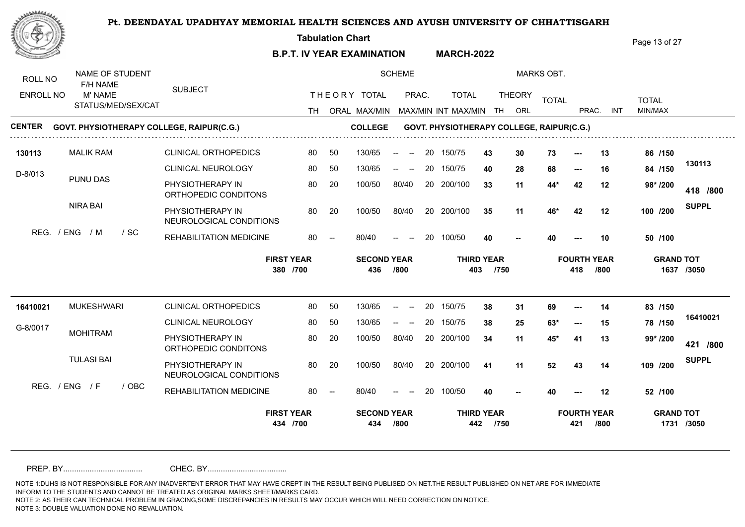# Pt. DEENDAYAL UPADHYAY MEMORIAL HEALTH SCIENCES AND AYUSH UNIVERSITY OF CHHATTISGARH

**Tabulation Chart**

**B.P.T. IV YEAR EXAMINATION MARCH-2022**

| ROLL NO / ENROLL NO | NAME OF STUDENT / F/H NAME / M' NAME / STATUS/MED/SEX/CAT | SUBJECT | TH | ORAL | THEORY TOTAL MAX/MIN | PRAC. MAX/MIN | INT | TOTAL MAX/MIN | THEORY TH | THEORY ORL | TOTAL | PRAC. | INT | TOTAL MIN/MAX | |
|---|---|---|---|---|---|---|---|---|---|---|---|---|---|---|---|
| **CENTER GOVT. PHYSIOTHERAPY COLLEGE, RAIPUR(C.G.)** | | | | | **COLLEGE** | | | **GOVT. PHYSIOTHERAPY COLLEGE, RAIPUR(C.G.)** | | | | | | | |
| **130113** | MALIK RAM | CLINICAL ORTHOPEDICS | 80 | 50 | 130/65 | -- -- | 20 | 150/75 | **43** | **30** | **73** | **---** | **13** | **86 /150** | |
| D-8/013 | PUNU DAS | CLINICAL NEUROLOGY | 80 | 50 | 130/65 | -- -- | 20 | 150/75 | **40** | **28** | **68** | **---** | **16** | **84 /150** | **130113** |
| | NIRA BAI | PHYSIOTHERAPY IN ORTHOPEDIC CONDITONS | 80 | 20 | 100/50 | 80/40 | 20 | 200/100 | **33** | **11** | **44*** | **42** | **12** | **98* /200** | **418 /800** |
| | | PHYSIOTHERAPY IN NEUROLOGICAL CONDITIONS | 80 | 20 | 100/50 | 80/40 | 20 | 200/100 | **35** | **11** | **46*** | **42** | **12** | **100 /200** | **SUPPL** |
| | REG. / ENG / M / SC | REHABILITATION MEDICINE | 80 | -- | 80/40 | -- -- | 20 | 100/50 | **40** | **--** | **40** | **---** | **10** | **50 /100** | |
| | | | **FIRST YEAR 380 /700** | | **SECOND YEAR 436 /800** | | | **THIRD YEAR 403 /750** | | | **FOURTH YEAR 418 /800** | | | **GRAND TOT 1637 /3050** | |
| **16410021** | MUKESHWARI | CLINICAL ORTHOPEDICS | 80 | 50 | 130/65 | -- -- | 20 | 150/75 | **38** | **31** | **69** | **---** | **14** | **83 /150** | |
| G-8/0017 | MOHITRAM | CLINICAL NEUROLOGY | 80 | 50 | 130/65 | -- -- | 20 | 150/75 | **38** | **25** | **63*** | **---** | **15** | **78 /150** | **16410021** |
| | TULASI BAI | PHYSIOTHERAPY IN ORTHOPEDIC CONDITONS | 80 | 20 | 100/50 | 80/40 | 20 | 200/100 | **34** | **11** | **45*** | **41** | **13** | **99* /200** | **421 /800** |
| | | PHYSIOTHERAPY IN NEUROLOGICAL CONDITIONS | 80 | 20 | 100/50 | 80/40 | 20 | 200/100 | **41** | **11** | **52** | **43** | **14** | **109 /200** | **SUPPL** |
| | REG. / ENG / F / OBC | REHABILITATION MEDICINE | 80 | -- | 80/40 | -- -- | 20 | 100/50 | **40** | **--** | **40** | **---** | **12** | **52 /100** | |
| | | | **FIRST YEAR 434 /700** | | **SECOND YEAR 434 /800** | | | **THIRD YEAR 442 /750** | | | **FOURTH YEAR 421 /800** | | | **GRAND TOT 1731 /3050** | |

PREP. BY.................................... CHEC. BY....................................

NOTE 1:DUHS IS NOT RESPONSIBLE FOR ANY INADVERTENT ERROR THAT MAY HAVE CREPT IN THE RESULT BEING PUBLISED ON NET.THE RESULT PUBLISHED ON NET ARE FOR IMMEDIATE INFORM TO THE STUDENTS AND CANNOT BE TREATED AS ORIGINAL MARKS SHEET/MARKS CARD.
NOTE 2: AS THEIR CAN TECHNICAL PROBLEM IN GRACING,SOME DISCREPANCIES IN RESULTS MAY OCCUR WHICH WILL NEED CORRECTION ON NOTICE.
NOTE 3: DOUBLE VALUATION DONE NO REVALUATION.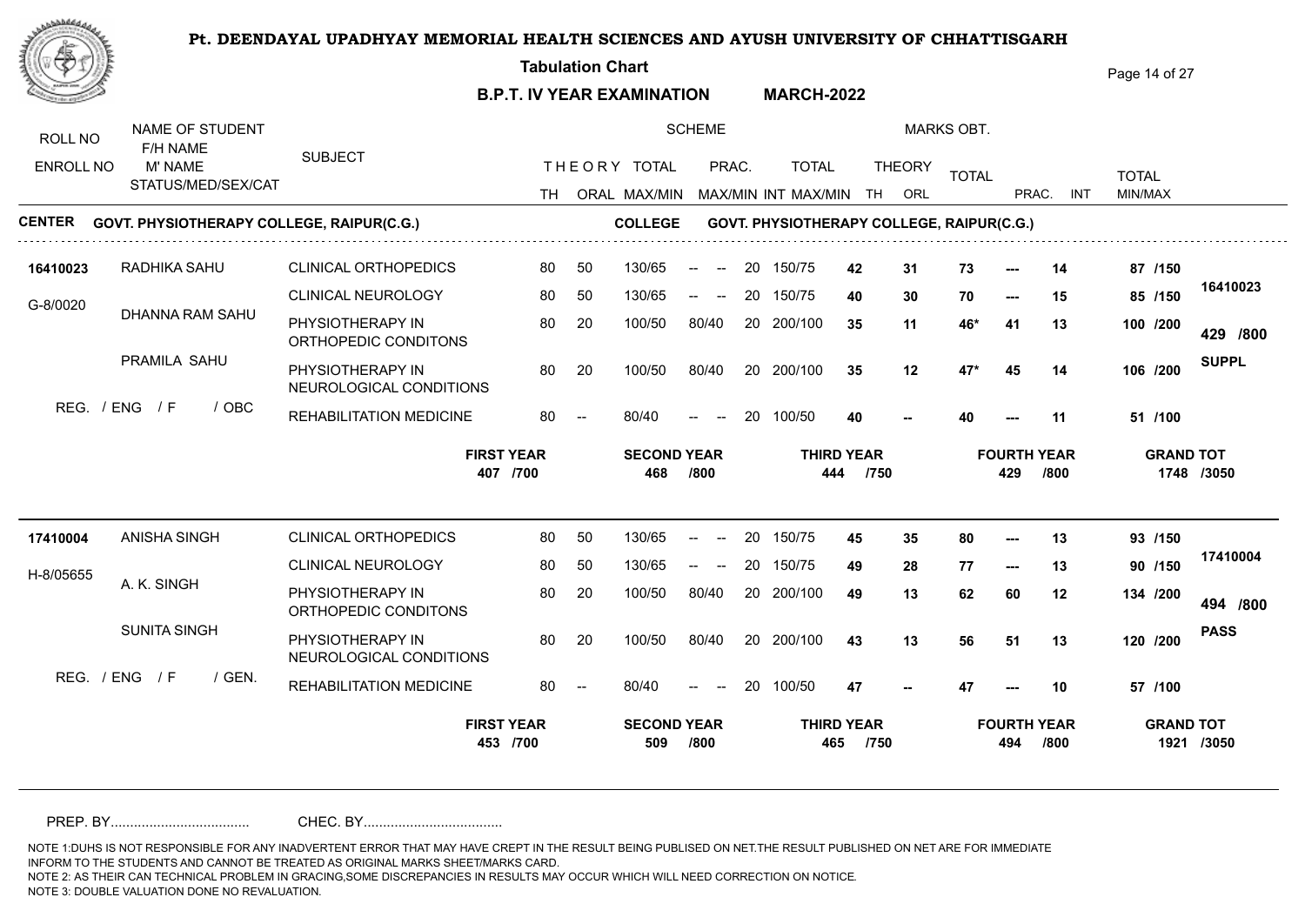# Pt. DEENDAYAL UPADHYAY MEMORIAL HEALTH SCIENCES AND AYUSH UNIVERSITY OF CHHATTISGARH

**Tabulation Chart**

**B.P.T. IV YEAR EXAMINATION MARCH-2022**

| ROLL NO / ENROLL NO | NAME OF STUDENT / F/H NAME / M' NAME / STATUS/MED/SEX/CAT | SUBJECT | SCHEME TH | ORAL | THEORY TOTAL MAX/MIN | PRAC. MAX/MIN | INT | TOTAL MAX/MIN | MARKS OBT. THEORY TH | ORL | TOTAL | PRAC. | INT | TOTAL MIN/MAX | |
|---|---|---|---|---|---|---|---|---|---|---|---|---|---|---|---|

**CENTER** GOVT. PHYSIOTHERAPY COLLEGE, RAIPUR(C.G.) **COLLEGE** GOVT. PHYSIOTHERAPY COLLEGE, RAIPUR(C.G.)

| ROLL NO / ENROLL NO | NAME / F/H NAME / M' NAME / STATUS | SUBJECT | TH | ORAL | THEORY TOTAL MAX/MIN | PRAC. MAX/MIN | INT | TOTAL MAX/MIN | TH | ORL | TOTAL | PRAC. | INT | TOTAL MIN/MAX | RESULT |
|---|---|---|---|---|---|---|---|---|---|---|---|---|---|---|---|
| 16410023 | RADHIKA SAHU | CLINICAL ORTHOPEDICS | 80 | 50 | 130/65 | -- -- | 20 | 150/75 | 42 | 31 | 73 | --- | 14 | 87 /150 | |
| G-8/0020 | | CLINICAL NEUROLOGY | 80 | 50 | 130/65 | -- -- | 20 | 150/75 | 40 | 30 | 70 | --- | 15 | 85 /150 | 16410023 |
| | DHANNA RAM SAHU | PHYSIOTHERAPY IN ORTHOPEDIC CONDITONS | 80 | 20 | 100/50 | 80/40 | 20 | 200/100 | 35 | 11 | 46* | 41 | 13 | 100 /200 | 429 /800 |
| | PRAMILA SAHU | PHYSIOTHERAPY IN NEUROLOGICAL CONDITIONS | 80 | 20 | 100/50 | 80/40 | 20 | 200/100 | 35 | 12 | 47* | 45 | 14 | 106 /200 | SUPPL |
| | REG. / ENG / F / OBC | REHABILITATION MEDICINE | 80 | -- | 80/40 | -- -- | 20 | 100/50 | 40 | -- | 40 | --- | 11 | 51 /100 | |

**FIRST YEAR** 407 /700 **SECOND YEAR** 468 /800 **THIRD YEAR** 444 /750 **FOURTH YEAR** 429 /800 **GRAND TOT** 1748 /3050

| ROLL NO / ENROLL NO | NAME / F/H NAME / M' NAME / STATUS | SUBJECT | TH | ORAL | THEORY TOTAL MAX/MIN | PRAC. MAX/MIN | INT | TOTAL MAX/MIN | TH | ORL | TOTAL | PRAC. | INT | TOTAL MIN/MAX | RESULT |
|---|---|---|---|---|---|---|---|---|---|---|---|---|---|---|---|
| 17410004 | ANISHA SINGH | CLINICAL ORTHOPEDICS | 80 | 50 | 130/65 | -- -- | 20 | 150/75 | 45 | 35 | 80 | --- | 13 | 93 /150 | |
| H-8/05655 | | CLINICAL NEUROLOGY | 80 | 50 | 130/65 | -- -- | 20 | 150/75 | 49 | 28 | 77 | --- | 13 | 90 /150 | 17410004 |
| | A. K. SINGH | PHYSIOTHERAPY IN ORTHOPEDIC CONDITONS | 80 | 20 | 100/50 | 80/40 | 20 | 200/100 | 49 | 13 | 62 | 60 | 12 | 134 /200 | 494 /800 |
| | SUNITA SINGH | PHYSIOTHERAPY IN NEUROLOGICAL CONDITIONS | 80 | 20 | 100/50 | 80/40 | 20 | 200/100 | 43 | 13 | 56 | 51 | 13 | 120 /200 | PASS |
| | REG. / ENG / F / GEN. | REHABILITATION MEDICINE | 80 | -- | 80/40 | -- -- | 20 | 100/50 | 47 | -- | 47 | --- | 10 | 57 /100 | |

**FIRST YEAR** 453 /700 **SECOND YEAR** 509 /800 **THIRD YEAR** 465 /750 **FOURTH YEAR** 494 /800 **GRAND TOT** 1921 /3050

PREP. BY.................................... CHEC. BY....................................

NOTE 1:DUHS IS NOT RESPONSIBLE FOR ANY INADVERTENT ERROR THAT MAY HAVE CREPT IN THE RESULT BEING PUBLISED ON NET.THE RESULT PUBLISHED ON NET ARE FOR IMMEDIATE INFORM TO THE STUDENTS AND CANNOT BE TREATED AS ORIGINAL MARKS SHEET/MARKS CARD.
NOTE 2: AS THEIR CAN TECHNICAL PROBLEM IN GRACING,SOME DISCREPANCIES IN RESULTS MAY OCCUR WHICH WILL NEED CORRECTION ON NOTICE.
NOTE 3: DOUBLE VALUATION DONE NO REVALUATION.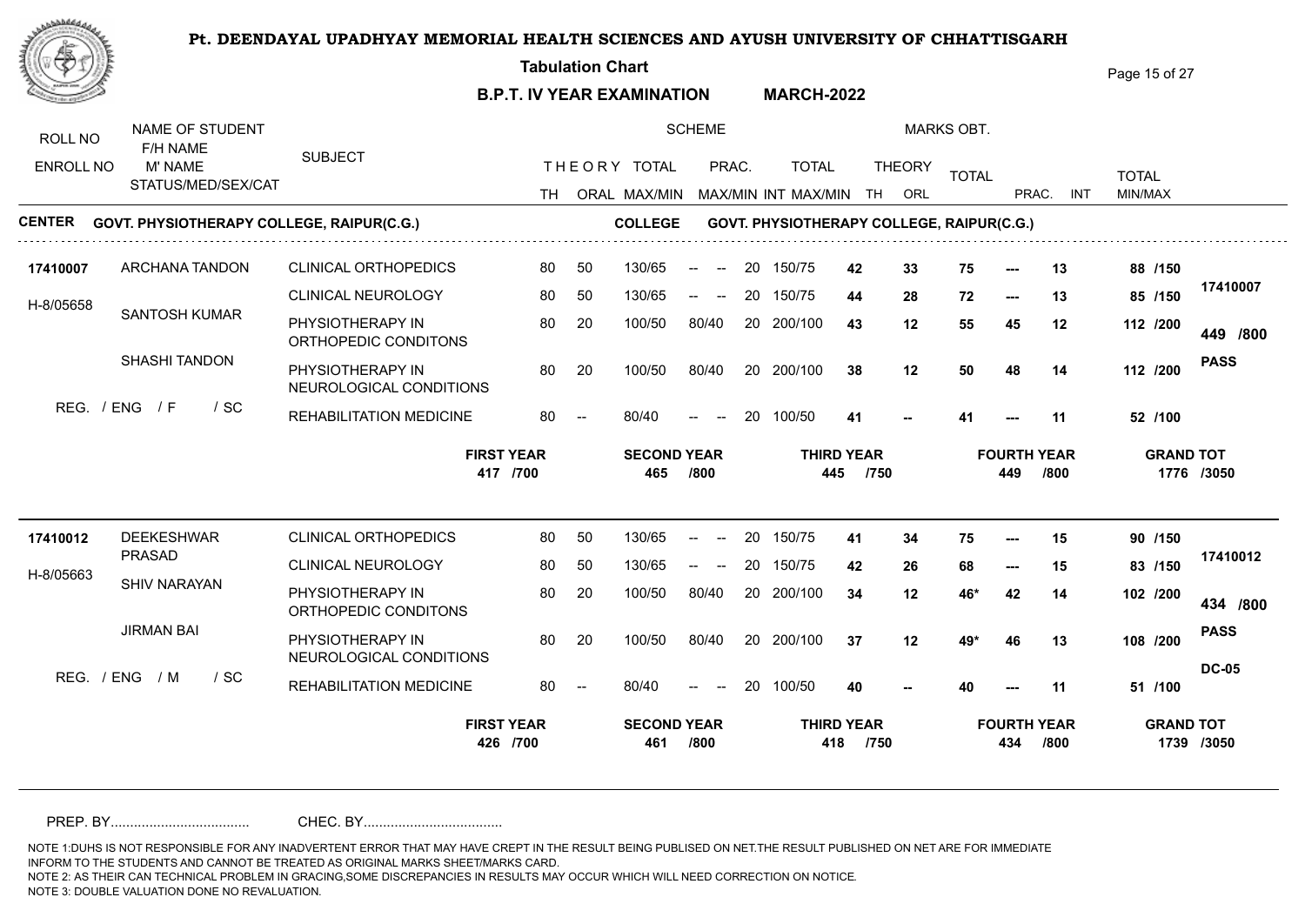# Pt. DEENDAYAL UPADHYAY MEMORIAL HEALTH SCIENCES AND AYUSH UNIVERSITY OF CHHATTISGARH

**Tabulation Chart**

**B.P.T. IV YEAR EXAMINATION MARCH-2022**

| ROLL NO / ENROLL NO | NAME OF STUDENT / F/H NAME / M' NAME / STATUS/MED/SEX/CAT | SUBJECT | TH | ORAL | THEORY TOTAL MAX/MIN | PRAC. MAX/MIN | INT | TOTAL MAX/MIN | THEORY TH | THEORY ORL | TOTAL | PRAC. | INT | TOTAL MIN/MAX | |
|---|---|---|---|---|---|---|---|---|---|---|---|---|---|---|---|

**CENTER GOVT. PHYSIOTHERAPY COLLEGE, RAIPUR(C.G.)** **COLLEGE GOVT. PHYSIOTHERAPY COLLEGE, RAIPUR(C.G.)**

| ROLL NO / ENROLL NO | NAME OF STUDENT / F/H NAME / M' NAME / STATUS/MED/SEX/CAT | SUBJECT | TH | ORAL | THEORY TOTAL MAX/MIN | PRAC. MAX/MIN | INT | TOTAL MAX/MIN | THEORY TH | THEORY ORL | TOTAL | PRAC. | INT | TOTAL MIN/MAX | RESULT |
|---|---|---|---|---|---|---|---|---|---|---|---|---|---|---|---|
| 17410007 | ARCHANA TANDON | CLINICAL ORTHOPEDICS | 80 | 50 | 130/65 | -- -- | 20 | 150/75 | 42 | 33 | 75 | --- | 13 | 88 /150 | 17410007 |
| H-8/05658 | SANTOSH KUMAR | CLINICAL NEUROLOGY | 80 | 50 | 130/65 | -- -- | 20 | 150/75 | 44 | 28 | 72 | --- | 13 | 85 /150 | 449 /800 |
| | SHASHI TANDON | PHYSIOTHERAPY IN ORTHOPEDIC CONDITONS | 80 | 20 | 100/50 | 80/40 | 20 | 200/100 | 43 | 12 | 55 | 45 | 12 | 112 /200 | PASS |
| | REG. / ENG / F / SC | PHYSIOTHERAPY IN NEUROLOGICAL CONDITIONS | 80 | 20 | 100/50 | 80/40 | 20 | 200/100 | 38 | 12 | 50 | 48 | 14 | 112 /200 | |
| | | REHABILITATION MEDICINE | 80 | -- | 80/40 | -- -- | 20 | 100/50 | 41 | -- | 41 | --- | 11 | 52 /100 | |

| FIRST YEAR | SECOND YEAR | THIRD YEAR | FOURTH YEAR | GRAND TOT |
|---|---|---|---|---|
| 417 /700 | 465 /800 | 445 /750 | 449 /800 | 1776 /3050 |

| ROLL NO / ENROLL NO | NAME OF STUDENT / F/H NAME / M' NAME / STATUS/MED/SEX/CAT | SUBJECT | TH | ORAL | THEORY TOTAL MAX/MIN | PRAC. MAX/MIN | INT | TOTAL MAX/MIN | THEORY TH | THEORY ORL | TOTAL | PRAC. | INT | TOTAL MIN/MAX | RESULT |
|---|---|---|---|---|---|---|---|---|---|---|---|---|---|---|---|
| 17410012 | DEEKESHWAR PRASAD | CLINICAL ORTHOPEDICS | 80 | 50 | 130/65 | -- -- | 20 | 150/75 | 41 | 34 | 75 | --- | 15 | 90 /150 | 17410012 |
| H-8/05663 | SHIV NARAYAN | CLINICAL NEUROLOGY | 80 | 50 | 130/65 | -- -- | 20 | 150/75 | 42 | 26 | 68 | --- | 15 | 83 /150 | 434 /800 |
| | JIRMAN BAI | PHYSIOTHERAPY IN ORTHOPEDIC CONDITONS | 80 | 20 | 100/50 | 80/40 | 20 | 200/100 | 34 | 12 | 46* | 42 | 14 | 102 /200 | PASS |
| | REG. / ENG / M / SC | PHYSIOTHERAPY IN NEUROLOGICAL CONDITIONS | 80 | 20 | 100/50 | 80/40 | 20 | 200/100 | 37 | 12 | 49* | 46 | 13 | 108 /200 | DC-05 |
| | | REHABILITATION MEDICINE | 80 | -- | 80/40 | -- -- | 20 | 100/50 | 40 | -- | 40 | --- | 11 | 51 /100 | |

| FIRST YEAR | SECOND YEAR | THIRD YEAR | FOURTH YEAR | GRAND TOT |
|---|---|---|---|---|
| 426 /700 | 461 /800 | 418 /750 | 434 /800 | 1739 /3050 |

PREP. BY.................................... CHEC. BY....................................

NOTE 1:DUHS IS NOT RESPONSIBLE FOR ANY INADVERTENT ERROR THAT MAY HAVE CREPT IN THE RESULT BEING PUBLISED ON NET.THE RESULT PUBLISHED ON NET ARE FOR IMMEDIATE INFORM TO THE STUDENTS AND CANNOT BE TREATED AS ORIGINAL MARKS SHEET/MARKS CARD.
NOTE 2: AS THEIR CAN TECHNICAL PROBLEM IN GRACING,SOME DISCREPANCIES IN RESULTS MAY OCCUR WHICH WILL NEED CORRECTION ON NOTICE.
NOTE 3: DOUBLE VALUATION DONE NO REVALUATION.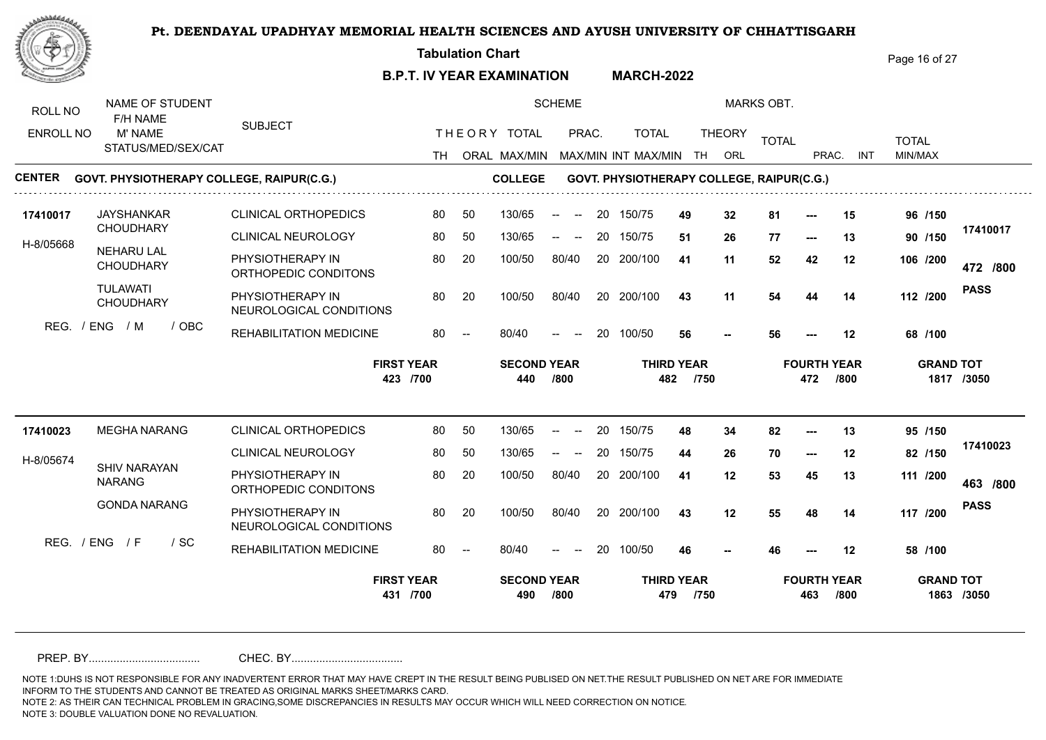# Pt. DEENDAYAL UPADHYAY MEMORIAL HEALTH SCIENCES AND AYUSH UNIVERSITY OF CHHATTISGARH

**Tabulation Chart**

**B.P.T. IV YEAR EXAMINATION MARCH-2022**

| ROLL NO / ENROLL NO | NAME OF STUDENT / F/H NAME / M' NAME / STATUS/MED/SEX/CAT | SUBJECT | SCHEME TH | SCHEME ORAL | THEORY TOTAL MAX/MIN | PRAC. MAX/MIN | INT | TOTAL MAX/MIN | MARKS OBT. THEORY TH | ORL | TOTAL | PRAC. | INT | TOTAL MIN/MAX | |
|---|---|---|---|---|---|---|---|---|---|---|---|---|---|---|---|

**CENTER** GOVT. PHYSIOTHERAPY COLLEGE, RAIPUR(C.G.) **COLLEGE** GOVT. PHYSIOTHERAPY COLLEGE, RAIPUR(C.G.)

| ROLL NO / ENROLL NO | NAME | SUBJECT | TH | ORAL | MAX/MIN | PRAC. | INT | TOTAL MAX/MIN | TH | ORL | TOTAL | PRAC. | INT | TOTAL | RESULT |
|---|---|---|---|---|---|---|---|---|---|---|---|---|---|---|---|
| **17410017** | JAYSHANKAR CHOUDHARY | CLINICAL ORTHOPEDICS | 80 | 50 | 130/65 | -- -- | 20 | 150/75 | **49** | **32** | **81** | **---** | **15** | **96 /150** | **17410017** |
| H-8/05668 | NEHARU LAL CHOUDHARY | CLINICAL NEUROLOGY | 80 | 50 | 130/65 | -- -- | 20 | 150/75 | **51** | **26** | **77** | **---** | **13** | **90 /150** | **472 /800** |
| | TULAWATI CHOUDHARY | PHYSIOTHERAPY IN ORTHOPEDIC CONDITONS | 80 | 20 | 100/50 | 80/40 | 20 | 200/100 | **41** | **11** | **52** | **42** | **12** | **106 /200** | **PASS** |
| | REG. / ENG / M / OBC | PHYSIOTHERAPY IN NEUROLOGICAL CONDITIONS | 80 | 20 | 100/50 | 80/40 | 20 | 200/100 | **43** | **11** | **54** | **44** | **14** | **112 /200** | |
| | | REHABILITATION MEDICINE | 80 | -- | 80/40 | -- -- | 20 | 100/50 | **56** | **--** | **56** | **---** | **12** | **68 /100** | |

**FIRST YEAR** 423 /700 | **SECOND YEAR** 440 /800 | **THIRD YEAR** 482 /750 | **FOURTH YEAR** 472 /800 | **GRAND TOT** 1817 /3050

| ROLL NO / ENROLL NO | NAME | SUBJECT | TH | ORAL | MAX/MIN | PRAC. | INT | TOTAL MAX/MIN | TH | ORL | TOTAL | PRAC. | INT | TOTAL | RESULT |
|---|---|---|---|---|---|---|---|---|---|---|---|---|---|---|---|
| **17410023** | MEGHA NARANG | CLINICAL ORTHOPEDICS | 80 | 50 | 130/65 | -- -- | 20 | 150/75 | **48** | **34** | **82** | **---** | **13** | **95 /150** | **17410023** |
| H-8/05674 | SHIV NARAYAN NARANG | CLINICAL NEUROLOGY | 80 | 50 | 130/65 | -- -- | 20 | 150/75 | **44** | **26** | **70** | **---** | **12** | **82 /150** | **463 /800** |
| | GONDA NARANG | PHYSIOTHERAPY IN ORTHOPEDIC CONDITONS | 80 | 20 | 100/50 | 80/40 | 20 | 200/100 | **41** | **12** | **53** | **45** | **13** | **111 /200** | **PASS** |
| | REG. / ENG / F / SC | PHYSIOTHERAPY IN NEUROLOGICAL CONDITIONS | 80 | 20 | 100/50 | 80/40 | 20 | 200/100 | **43** | **12** | **55** | **48** | **14** | **117 /200** | |
| | | REHABILITATION MEDICINE | 80 | -- | 80/40 | -- -- | 20 | 100/50 | **46** | **--** | **46** | **---** | **12** | **58 /100** | |

**FIRST YEAR** 431 /700 | **SECOND YEAR** 490 /800 | **THIRD YEAR** 479 /750 | **FOURTH YEAR** 463 /800 | **GRAND TOT** 1863 /3050

PREP. BY.................................... CHEC. BY....................................

NOTE 1:DUHS IS NOT RESPONSIBLE FOR ANY INADVERTENT ERROR THAT MAY HAVE CREPT IN THE RESULT BEING PUBLISED ON NET.THE RESULT PUBLISHED ON NET ARE FOR IMMEDIATE INFORM TO THE STUDENTS AND CANNOT BE TREATED AS ORIGINAL MARKS SHEET/MARKS CARD.
NOTE 2: AS THEIR CAN TECHNICAL PROBLEM IN GRACING,SOME DISCREPANCIES IN RESULTS MAY OCCUR WHICH WILL NEED CORRECTION ON NOTICE.
NOTE 3: DOUBLE VALUATION DONE NO REVALUATION.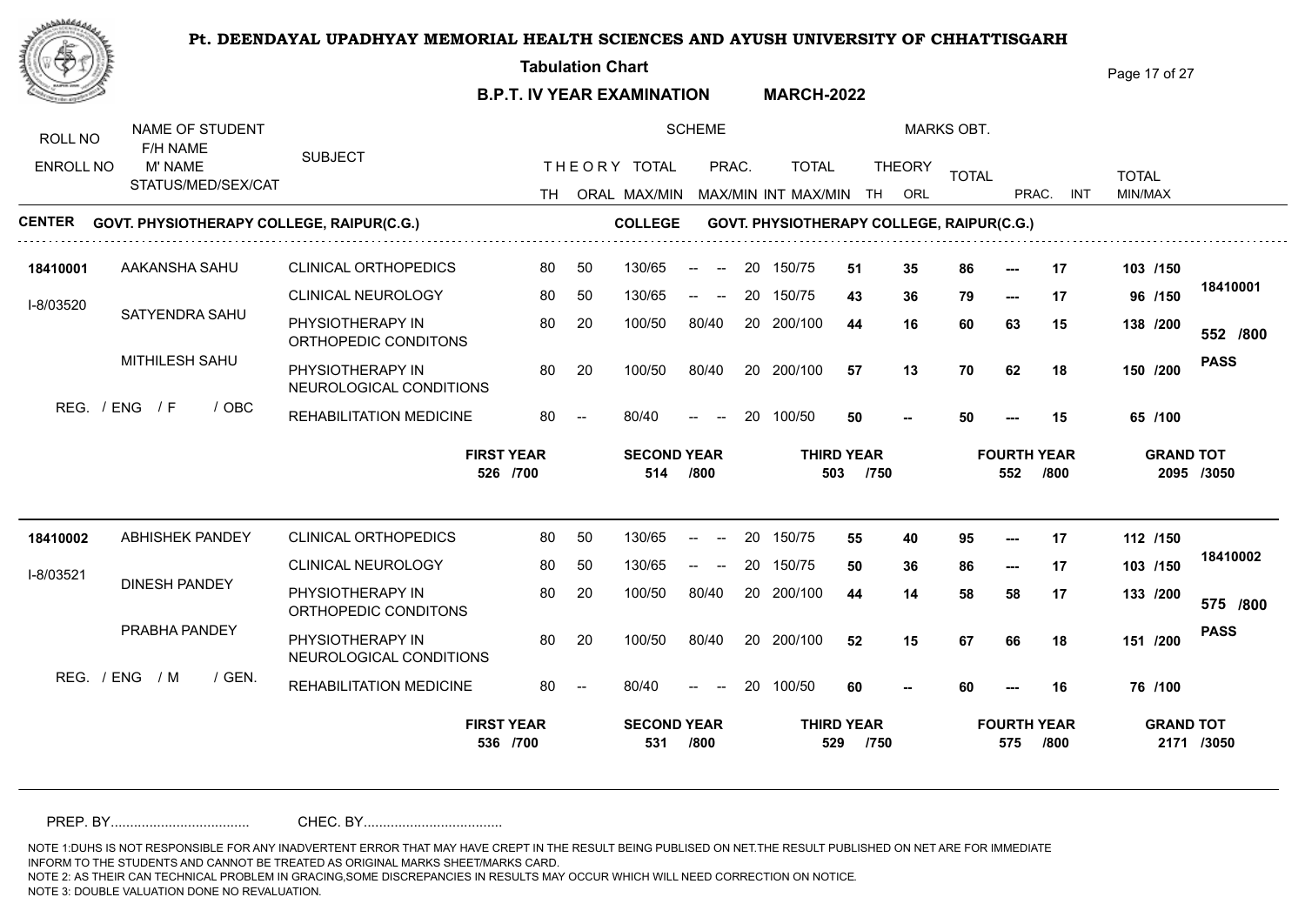# Pt. DEENDAYAL UPADHYAY MEMORIAL HEALTH SCIENCES AND AYUSH UNIVERSITY OF CHHATTISGARH

**Tabulation Chart**

**B.P.T. IV YEAR EXAMINATION    MARCH-2022**

**CENTER** GOVT. PHYSIOTHERAPY COLLEGE, RAIPUR(C.G.)    **COLLEGE** GOVT. PHYSIOTHERAPY COLLEGE, RAIPUR(C.G.)

| ROLL NO / ENROLL NO | NAME OF STUDENT / F/H NAME / M' NAME / STATUS/MED/SEX/CAT | SUBJECT | TH | ORAL | THEORY TOTAL MAX/MIN | PRAC. MAX/MIN | INT | TOTAL MAX/MIN | THEORY TH | THEORY ORL | TOTAL | PRAC. | INT | TOTAL MIN/MAX | RESULT |
|---|---|---|---|---|---|---|---|---|---|---|---|---|---|---|---|
| 18410001 | AAKANSHA SAHU | CLINICAL ORTHOPEDICS | 80 | 50 | 130/65 | -- -- | 20 | 150/75 | 51 | 35 | 86 | --- | 17 | 103 /150 | 18410001 |
| I-8/03520 | SATYENDRA SAHU | CLINICAL NEUROLOGY | 80 | 50 | 130/65 | -- -- | 20 | 150/75 | 43 | 36 | 79 | --- | 17 | 96 /150 | 552 /800 |
| | MITHILESH SAHU | PHYSIOTHERAPY IN ORTHOPEDIC CONDITONS | 80 | 20 | 100/50 | 80/40 | 20 | 200/100 | 44 | 16 | 60 | 63 | 15 | 138 /200 | PASS |
| | REG. / ENG / F / OBC | PHYSIOTHERAPY IN NEUROLOGICAL CONDITIONS | 80 | 20 | 100/50 | 80/40 | 20 | 200/100 | 57 | 13 | 70 | 62 | 18 | 150 /200 | |
| | | REHABILITATION MEDICINE | 80 | -- | 80/40 | -- -- | 20 | 100/50 | 50 | -- | 50 | --- | 15 | 65 /100 | |

| FIRST YEAR | SECOND YEAR | THIRD YEAR | FOURTH YEAR | GRAND TOT |
|---|---|---|---|---|
| 526 /700 | 514 /800 | 503 /750 | 552 /800 | 2095 /3050 |

| ROLL NO / ENROLL NO | NAME OF STUDENT / F/H NAME / M' NAME / STATUS/MED/SEX/CAT | SUBJECT | TH | ORAL | THEORY TOTAL MAX/MIN | PRAC. MAX/MIN | INT | TOTAL MAX/MIN | THEORY TH | THEORY ORL | TOTAL | PRAC. | INT | TOTAL MIN/MAX | RESULT |
|---|---|---|---|---|---|---|---|---|---|---|---|---|---|---|---|
| 18410002 | ABHISHEK PANDEY | CLINICAL ORTHOPEDICS | 80 | 50 | 130/65 | -- -- | 20 | 150/75 | 55 | 40 | 95 | --- | 17 | 112 /150 | 18410002 |
| I-8/03521 | DINESH PANDEY | CLINICAL NEUROLOGY | 80 | 50 | 130/65 | -- -- | 20 | 150/75 | 50 | 36 | 86 | --- | 17 | 103 /150 | 575 /800 |
| | PRABHA PANDEY | PHYSIOTHERAPY IN ORTHOPEDIC CONDITONS | 80 | 20 | 100/50 | 80/40 | 20 | 200/100 | 44 | 14 | 58 | 58 | 17 | 133 /200 | PASS |
| | REG. / ENG / M / GEN. | PHYSIOTHERAPY IN NEUROLOGICAL CONDITIONS | 80 | 20 | 100/50 | 80/40 | 20 | 200/100 | 52 | 15 | 67 | 66 | 18 | 151 /200 | |
| | | REHABILITATION MEDICINE | 80 | -- | 80/40 | -- -- | 20 | 100/50 | 60 | -- | 60 | --- | 16 | 76 /100 | |

| FIRST YEAR | SECOND YEAR | THIRD YEAR | FOURTH YEAR | GRAND TOT |
|---|---|---|---|---|
| 536 /700 | 531 /800 | 529 /750 | 575 /800 | 2171 /3050 |

PREP. BY.................................... CHEC. BY....................................

NOTE 1:DUHS IS NOT RESPONSIBLE FOR ANY INADVERTENT ERROR THAT MAY HAVE CREPT IN THE RESULT BEING PUBLISED ON NET.THE RESULT PUBLISHED ON NET ARE FOR IMMEDIATE INFORM TO THE STUDENTS AND CANNOT BE TREATED AS ORIGINAL MARKS SHEET/MARKS CARD.
NOTE 2: AS THEIR CAN TECHNICAL PROBLEM IN GRACING,SOME DISCREPANCIES IN RESULTS MAY OCCUR WHICH WILL NEED CORRECTION ON NOTICE.
NOTE 3: DOUBLE VALUATION DONE NO REVALUATION.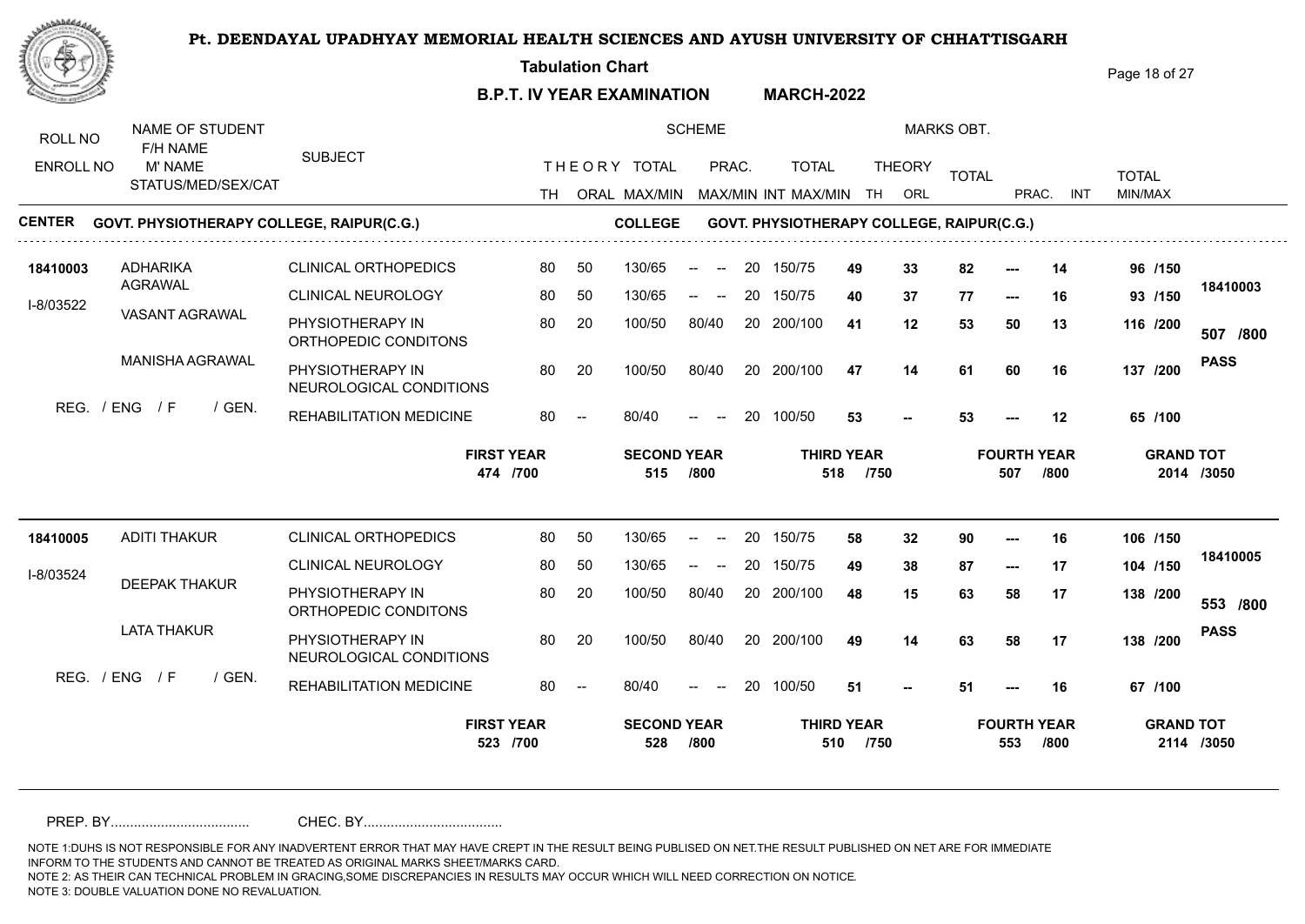# Pt. DEENDAYAL UPADHYAY MEMORIAL HEALTH SCIENCES AND AYUSH UNIVERSITY OF CHHATTISGARH

**Tabulation Chart**

**B.P.T. IV YEAR EXAMINATION MARCH-2022**

**CENTER** GOVT. PHYSIOTHERAPY COLLEGE, RAIPUR(C.G.) **COLLEGE** GOVT. PHYSIOTHERAPY COLLEGE, RAIPUR(C.G.)

| ROLL NO / ENROLL NO | NAME OF STUDENT / F/H NAME / M' NAME / STATUS/MED/SEX/CAT | SUBJECT | THEORY TH | ORAL | TOTAL MAX/MIN | PRAC. MAX/MIN | INT | TOTAL MAX/MIN | THEORY TH | ORL | TOTAL | PRAC. | INT | TOTAL MIN/MAX | RESULT |
|---|---|---|---|---|---|---|---|---|---|---|---|---|---|---|---|
| 18410003 | ADHARIKA AGRAWAL | CLINICAL ORTHOPEDICS | 80 | 50 | 130/65 | -- -- | 20 | 150/75 | 49 | 33 | 82 | --- | 14 | 96 /150 | 18410003 |
| I-8/03522 | VASANT AGRAWAL | CLINICAL NEUROLOGY | 80 | 50 | 130/65 | -- -- | 20 | 150/75 | 40 | 37 | 77 | --- | 16 | 93 /150 | 507 /800 |
| | MANISHA AGRAWAL | PHYSIOTHERAPY IN ORTHOPEDIC CONDITONS | 80 | 20 | 100/50 | 80/40 | 20 | 200/100 | 41 | 12 | 53 | 50 | 13 | 116 /200 | PASS |
| | REG. / ENG / F / GEN. | PHYSIOTHERAPY IN NEUROLOGICAL CONDITIONS | 80 | 20 | 100/50 | 80/40 | 20 | 200/100 | 47 | 14 | 61 | 60 | 16 | 137 /200 | |
| | | REHABILITATION MEDICINE | 80 | -- | 80/40 | -- -- | 20 | 100/50 | 53 | -- | 53 | --- | 12 | 65 /100 | |

| FIRST YEAR | SECOND YEAR | THIRD YEAR | FOURTH YEAR | GRAND TOT |
|---|---|---|---|---|
| 474 /700 | 515 /800 | 518 /750 | 507 /800 | 2014 /3050 |

| ROLL NO / ENROLL NO | NAME OF STUDENT / F/H NAME / M' NAME / STATUS/MED/SEX/CAT | SUBJECT | THEORY TH | ORAL | TOTAL MAX/MIN | PRAC. MAX/MIN | INT | TOTAL MAX/MIN | THEORY TH | ORL | TOTAL | PRAC. | INT | TOTAL MIN/MAX | RESULT |
|---|---|---|---|---|---|---|---|---|---|---|---|---|---|---|---|
| 18410005 | ADITI THAKUR | CLINICAL ORTHOPEDICS | 80 | 50 | 130/65 | -- -- | 20 | 150/75 | 58 | 32 | 90 | --- | 16 | 106 /150 | 18410005 |
| I-8/03524 | DEEPAK THAKUR | CLINICAL NEUROLOGY | 80 | 50 | 130/65 | -- -- | 20 | 150/75 | 49 | 38 | 87 | --- | 17 | 104 /150 | 553 /800 |
| | LATA THAKUR | PHYSIOTHERAPY IN ORTHOPEDIC CONDITONS | 80 | 20 | 100/50 | 80/40 | 20 | 200/100 | 48 | 15 | 63 | 58 | 17 | 138 /200 | PASS |
| | REG. / ENG / F / GEN. | PHYSIOTHERAPY IN NEUROLOGICAL CONDITIONS | 80 | 20 | 100/50 | 80/40 | 20 | 200/100 | 49 | 14 | 63 | 58 | 17 | 138 /200 | |
| | | REHABILITATION MEDICINE | 80 | -- | 80/40 | -- -- | 20 | 100/50 | 51 | -- | 51 | --- | 16 | 67 /100 | |

| FIRST YEAR | SECOND YEAR | THIRD YEAR | FOURTH YEAR | GRAND TOT |
|---|---|---|---|---|
| 523 /700 | 528 /800 | 510 /750 | 553 /800 | 2114 /3050 |

PREP. BY.................................... CHEC. BY....................................

NOTE 1:DUHS IS NOT RESPONSIBLE FOR ANY INADVERTENT ERROR THAT MAY HAVE CREPT IN THE RESULT BEING PUBLISED ON NET.THE RESULT PUBLISHED ON NET ARE FOR IMMEDIATE INFORM TO THE STUDENTS AND CANNOT BE TREATED AS ORIGINAL MARKS SHEET/MARKS CARD.
NOTE 2: AS THEIR CAN TECHNICAL PROBLEM IN GRACING,SOME DISCREPANCIES IN RESULTS MAY OCCUR WHICH WILL NEED CORRECTION ON NOTICE.
NOTE 3: DOUBLE VALUATION DONE NO REVALUATION.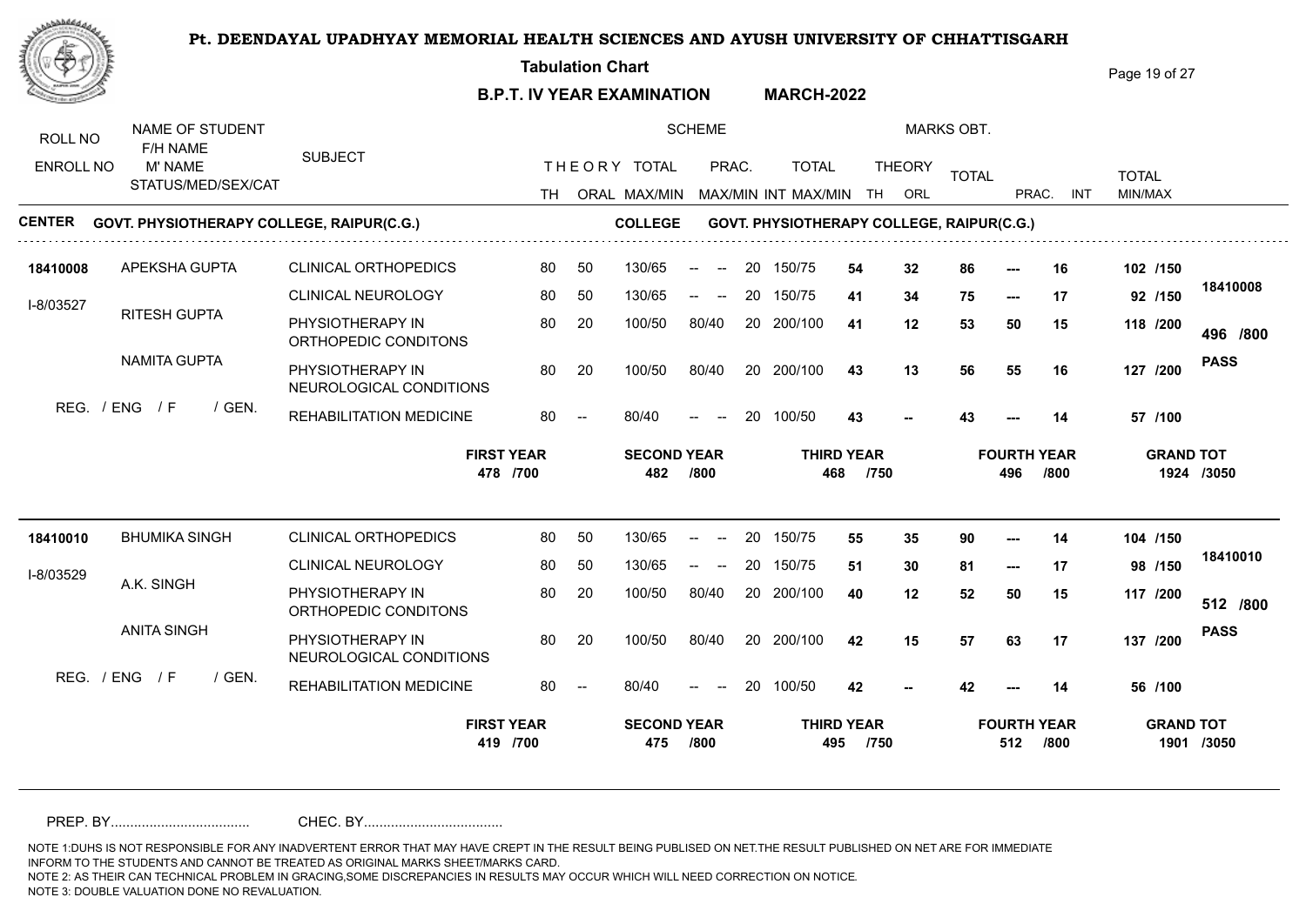# Pt. DEENDAYAL UPADHYAY MEMORIAL HEALTH SCIENCES AND AYUSH UNIVERSITY OF CHHATTISGARH

**Tabulation Chart**

**B.P.T. IV YEAR EXAMINATION　　MARCH-2022**

**CENTER** GOVT. PHYSIOTHERAPY COLLEGE, RAIPUR(C.G.)　　**COLLEGE** GOVT. PHYSIOTHERAPY COLLEGE, RAIPUR(C.G.)

| ROLL NO / ENROLL NO | NAME OF STUDENT / F/H NAME / M' NAME / STATUS/MED/SEX/CAT | SUBJECT | THEORY TH | ORAL | TOTAL MAX/MIN | PRAC. MAX/MIN | INT | TOTAL MAX/MIN | THEORY TH | ORL | TOTAL | PRAC. | INT | TOTAL MIN/MAX | |
|---|---|---|---|---|---|---|---|---|---|---|---|---|---|---|---|
| 18410008 | APEKSHA GUPTA | CLINICAL ORTHOPEDICS | 80 | 50 | 130/65 | -- -- | 20 | 150/75 | 54 | 32 | 86 | --- | 16 | 102 /150 | |
| I-8/03527 | RITESH GUPTA | CLINICAL NEUROLOGY | 80 | 50 | 130/65 | -- -- | 20 | 150/75 | 41 | 34 | 75 | --- | 17 | 92 /150 | 18410008 |
| | NAMITA GUPTA | PHYSIOTHERAPY IN ORTHOPEDIC CONDITONS | 80 | 20 | 100/50 | 80/40 | 20 | 200/100 | 41 | 12 | 53 | 50 | 15 | 118 /200 | 496 /800 |
| | REG. / ENG / F / GEN. | PHYSIOTHERAPY IN NEUROLOGICAL CONDITIONS | 80 | 20 | 100/50 | 80/40 | 20 | 200/100 | 43 | 13 | 56 | 55 | 16 | 127 /200 | PASS |
| | | REHABILITATION MEDICINE | 80 | -- | 80/40 | -- -- | 20 | 100/50 | 43 | -- | 43 | --- | 14 | 57 /100 | |

**FIRST YEAR** 478 /700　**SECOND YEAR** 482 /800　**THIRD YEAR** 468 /750　**FOURTH YEAR** 496 /800　**GRAND TOT** 1924 /3050

| ROLL NO / ENROLL NO | NAME OF STUDENT / F/H NAME / M' NAME / STATUS/MED/SEX/CAT | SUBJECT | THEORY TH | ORAL | TOTAL MAX/MIN | PRAC. MAX/MIN | INT | TOTAL MAX/MIN | THEORY TH | ORL | TOTAL | PRAC. | INT | TOTAL MIN/MAX | |
|---|---|---|---|---|---|---|---|---|---|---|---|---|---|---|---|
| 18410010 | BHUMIKA SINGH | CLINICAL ORTHOPEDICS | 80 | 50 | 130/65 | -- -- | 20 | 150/75 | 55 | 35 | 90 | --- | 14 | 104 /150 | |
| I-8/03529 | A.K. SINGH | CLINICAL NEUROLOGY | 80 | 50 | 130/65 | -- -- | 20 | 150/75 | 51 | 30 | 81 | --- | 17 | 98 /150 | 18410010 |
| | ANITA SINGH | PHYSIOTHERAPY IN ORTHOPEDIC CONDITONS | 80 | 20 | 100/50 | 80/40 | 20 | 200/100 | 40 | 12 | 52 | 50 | 15 | 117 /200 | 512 /800 |
| | REG. / ENG / F / GEN. | PHYSIOTHERAPY IN NEUROLOGICAL CONDITIONS | 80 | 20 | 100/50 | 80/40 | 20 | 200/100 | 42 | 15 | 57 | 63 | 17 | 137 /200 | PASS |
| | | REHABILITATION MEDICINE | 80 | -- | 80/40 | -- -- | 20 | 100/50 | 42 | -- | 42 | --- | 14 | 56 /100 | |

**FIRST YEAR** 419 /700　**SECOND YEAR** 475 /800　**THIRD YEAR** 495 /750　**FOURTH YEAR** 512 /800　**GRAND TOT** 1901 /3050

PREP. BY....................................　CHEC. BY....................................

NOTE 1:DUHS IS NOT RESPONSIBLE FOR ANY INADVERTENT ERROR THAT MAY HAVE CREPT IN THE RESULT BEING PUBLISED ON NET.THE RESULT PUBLISHED ON NET ARE FOR IMMEDIATE INFORM TO THE STUDENTS AND CANNOT BE TREATED AS ORIGINAL MARKS SHEET/MARKS CARD.
NOTE 2: AS THEIR CAN TECHNICAL PROBLEM IN GRACING,SOME DISCREPANCIES IN RESULTS MAY OCCUR WHICH WILL NEED CORRECTION ON NOTICE.
NOTE 3: DOUBLE VALUATION DONE NO REVALUATION.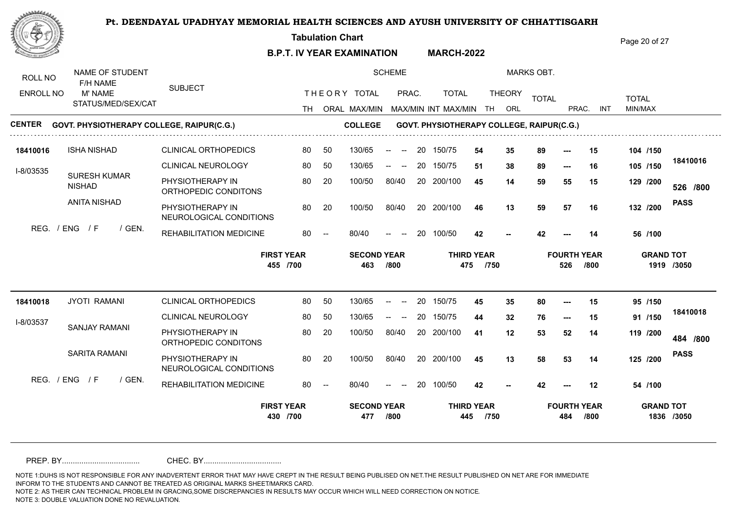# Pt. DEENDAYAL UPADHYAY MEMORIAL HEALTH SCIENCES AND AYUSH UNIVERSITY OF CHHATTISGARH

**Tabulation Chart**

**B.P.T. IV YEAR EXAMINATION MARCH-2022**

**CENTER** GOVT. PHYSIOTHERAPY COLLEGE, RAIPUR(C.G.) **COLLEGE** GOVT. PHYSIOTHERAPY COLLEGE, RAIPUR(C.G.)

| ROLL NO / ENROLL NO | NAME OF STUDENT / F/H NAME / M' NAME / STATUS/MED/SEX/CAT | SUBJECT | TH | ORAL | THEORY TOTAL MAX/MIN | PRAC. MAX/MIN | INT | TOTAL MAX/MIN | THEORY TH | THEORY ORL | TOTAL | PRAC. | INT | TOTAL MIN/MAX | |
|---|---|---|---|---|---|---|---|---|---|---|---|---|---|---|---|
| **18410016** | ISHA NISHAD | CLINICAL ORTHOPEDICS | 80 | 50 | 130/65 | -- -- | 20 | 150/75 | **54** | **35** | **89** | **---** | **15** | **104 /150** | **18410016** |
| I-8/03535 | SURESH KUMAR NISHAD | CLINICAL NEUROLOGY | 80 | 50 | 130/65 | -- -- | 20 | 150/75 | **51** | **38** | **89** | **---** | **16** | **105 /150** | **526 /800** |
| | ANITA NISHAD | PHYSIOTHERAPY IN ORTHOPEDIC CONDITONS | 80 | 20 | 100/50 | 80/40 | 20 | 200/100 | **45** | **14** | **59** | **55** | **15** | **129 /200** | **PASS** |
| | | PHYSIOTHERAPY IN NEUROLOGICAL CONDITIONS | 80 | 20 | 100/50 | 80/40 | 20 | 200/100 | **46** | **13** | **59** | **57** | **16** | **132 /200** | |
| | REG. / ENG / F / GEN. | REHABILITATION MEDICINE | 80 | -- | 80/40 | -- -- | 20 | 100/50 | **42** | **--** | **42** | **---** | **14** | **56 /100** | |

**FIRST YEAR** 455 /700 | **SECOND YEAR** 463 /800 | **THIRD YEAR** 475 /750 | **FOURTH YEAR** 526 /800 | **GRAND TOT** 1919 /3050

| ROLL NO / ENROLL NO | NAME OF STUDENT / F/H NAME / M' NAME / STATUS/MED/SEX/CAT | SUBJECT | TH | ORAL | THEORY TOTAL MAX/MIN | PRAC. MAX/MIN | INT | TOTAL MAX/MIN | THEORY TH | THEORY ORL | TOTAL | PRAC. | INT | TOTAL MIN/MAX | |
|---|---|---|---|---|---|---|---|---|---|---|---|---|---|---|---|
| **18410018** | JYOTI RAMANI | CLINICAL ORTHOPEDICS | 80 | 50 | 130/65 | -- -- | 20 | 150/75 | **45** | **35** | **80** | **---** | **15** | **95 /150** | **18410018** |
| I-8/03537 | SANJAY RAMANI | CLINICAL NEUROLOGY | 80 | 50 | 130/65 | -- -- | 20 | 150/75 | **44** | **32** | **76** | **---** | **15** | **91 /150** | **484 /800** |
| | SARITA RAMANI | PHYSIOTHERAPY IN ORTHOPEDIC CONDITONS | 80 | 20 | 100/50 | 80/40 | 20 | 200/100 | **41** | **12** | **53** | **52** | **14** | **119 /200** | **PASS** |
| | | PHYSIOTHERAPY IN NEUROLOGICAL CONDITIONS | 80 | 20 | 100/50 | 80/40 | 20 | 200/100 | **45** | **13** | **58** | **53** | **14** | **125 /200** | |
| | REG. / ENG / F / GEN. | REHABILITATION MEDICINE | 80 | -- | 80/40 | -- -- | 20 | 100/50 | **42** | **--** | **42** | **---** | **12** | **54 /100** | |

**FIRST YEAR** 430 /700 | **SECOND YEAR** 477 /800 | **THIRD YEAR** 445 /750 | **FOURTH YEAR** 484 /800 | **GRAND TOT** 1836 /3050

PREP. BY.................................... CHEC. BY....................................

NOTE 1:DUHS IS NOT RESPONSIBLE FOR ANY INADVERTENT ERROR THAT MAY HAVE CREPT IN THE RESULT BEING PUBLISED ON NET.THE RESULT PUBLISHED ON NET ARE FOR IMMEDIATE INFORM TO THE STUDENTS AND CANNOT BE TREATED AS ORIGINAL MARKS SHEET/MARKS CARD.
NOTE 2: AS THEIR CAN TECHNICAL PROBLEM IN GRACING,SOME DISCREPANCIES IN RESULTS MAY OCCUR WHICH WILL NEED CORRECTION ON NOTICE.
NOTE 3: DOUBLE VALUATION DONE NO REVALUATION.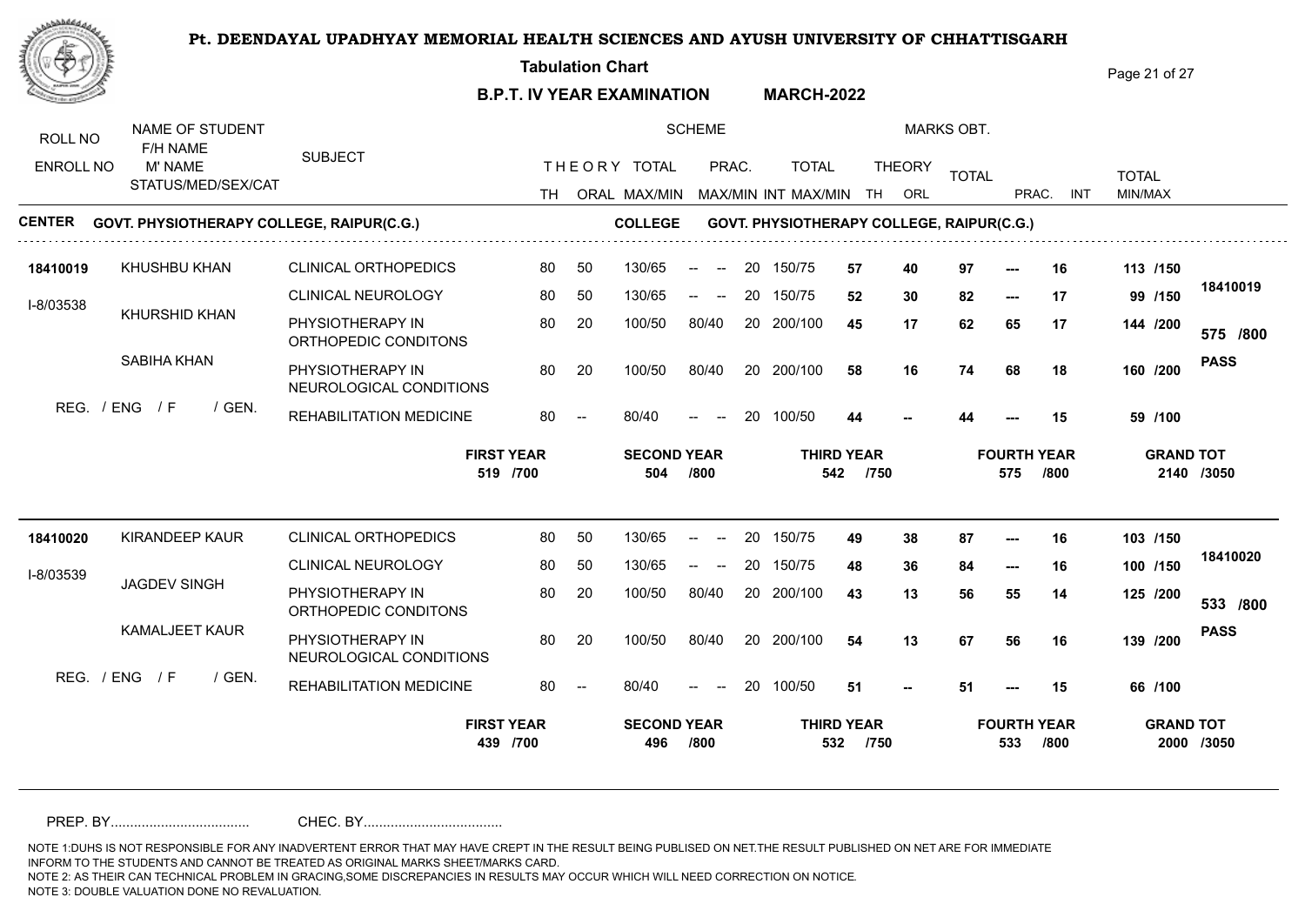# Pt. DEENDAYAL UPADHYAY MEMORIAL HEALTH SCIENCES AND AYUSH UNIVERSITY OF CHHATTISGARH

**Tabulation Chart**

**B.P.T. IV YEAR EXAMINATION MARCH-2022**

**CENTER** GOVT. PHYSIOTHERAPY COLLEGE, RAIPUR(C.G.) **COLLEGE** GOVT. PHYSIOTHERAPY COLLEGE, RAIPUR(C.G.)

| ROLL NO / ENROLL NO | NAME OF STUDENT / F/H NAME / M' NAME / STATUS/MED/SEX/CAT | SUBJECT | TH | ORAL | THEORY TOTAL MAX/MIN | PRAC. MAX/MIN | INT | TOTAL MAX/MIN | THEORY TH | THEORY ORL | TOTAL | PRAC. | INT | TOTAL MIN/MAX | |
|---|---|---|---|---|---|---|---|---|---|---|---|---|---|---|---|
| **18410019** | KHUSHBU KHAN | CLINICAL ORTHOPEDICS | 80 | 50 | 130/65 | -- -- | 20 | 150/75 | **57** | **40** | **97** | **---** | **16** | **113 /150** | |
| I-8/03538 | KHURSHID KHAN | CLINICAL NEUROLOGY | 80 | 50 | 130/65 | -- -- | 20 | 150/75 | **52** | **30** | **82** | **---** | **17** | **99 /150** | **18410019** |
| | SABIHA KHAN | PHYSIOTHERAPY IN ORTHOPEDIC CONDITONS | 80 | 20 | 100/50 | 80/40 | 20 | 200/100 | **45** | **17** | **62** | **65** | **17** | **144 /200** | **575 /800** |
| | REG. / ENG / F / GEN. | PHYSIOTHERAPY IN NEUROLOGICAL CONDITIONS | 80 | 20 | 100/50 | 80/40 | 20 | 200/100 | **58** | **16** | **74** | **68** | **18** | **160 /200** | **PASS** |
| | | REHABILITATION MEDICINE | 80 | -- | 80/40 | -- -- | 20 | 100/50 | **44** | **--** | **44** | **---** | **15** | **59 /100** | |

**FIRST YEAR** 519 /700 | **SECOND YEAR** 504 /800 | **THIRD YEAR** 542 /750 | **FOURTH YEAR** 575 /800 | **GRAND TOT** 2140 /3050

| ROLL NO / ENROLL NO | NAME OF STUDENT / F/H NAME / M' NAME / STATUS/MED/SEX/CAT | SUBJECT | TH | ORAL | THEORY TOTAL MAX/MIN | PRAC. MAX/MIN | INT | TOTAL MAX/MIN | THEORY TH | THEORY ORL | TOTAL | PRAC. | INT | TOTAL MIN/MAX | |
|---|---|---|---|---|---|---|---|---|---|---|---|---|---|---|---|
| **18410020** | KIRANDEEP KAUR | CLINICAL ORTHOPEDICS | 80 | 50 | 130/65 | -- -- | 20 | 150/75 | **49** | **38** | **87** | **---** | **16** | **103 /150** | |
| I-8/03539 | JAGDEV SINGH | CLINICAL NEUROLOGY | 80 | 50 | 130/65 | -- -- | 20 | 150/75 | **48** | **36** | **84** | **---** | **16** | **100 /150** | **18410020** |
| | KAMALJEET KAUR | PHYSIOTHERAPY IN ORTHOPEDIC CONDITONS | 80 | 20 | 100/50 | 80/40 | 20 | 200/100 | **43** | **13** | **56** | **55** | **14** | **125 /200** | **533 /800** |
| | REG. / ENG / F / GEN. | PHYSIOTHERAPY IN NEUROLOGICAL CONDITIONS | 80 | 20 | 100/50 | 80/40 | 20 | 200/100 | **54** | **13** | **67** | **56** | **16** | **139 /200** | **PASS** |
| | | REHABILITATION MEDICINE | 80 | -- | 80/40 | -- -- | 20 | 100/50 | **51** | **--** | **51** | **---** | **15** | **66 /100** | |

**FIRST YEAR** 439 /700 | **SECOND YEAR** 496 /800 | **THIRD YEAR** 532 /750 | **FOURTH YEAR** 533 /800 | **GRAND TOT** 2000 /3050

PREP. BY.................................... CHEC. BY....................................

NOTE 1:DUHS IS NOT RESPONSIBLE FOR ANY INADVERTENT ERROR THAT MAY HAVE CREPT IN THE RESULT BEING PUBLISED ON NET.THE RESULT PUBLISHED ON NET ARE FOR IMMEDIATE INFORM TO THE STUDENTS AND CANNOT BE TREATED AS ORIGINAL MARKS SHEET/MARKS CARD.
NOTE 2: AS THEIR CAN TECHNICAL PROBLEM IN GRACING,SOME DISCREPANCIES IN RESULTS MAY OCCUR WHICH WILL NEED CORRECTION ON NOTICE.
NOTE 3: DOUBLE VALUATION DONE NO REVALUATION.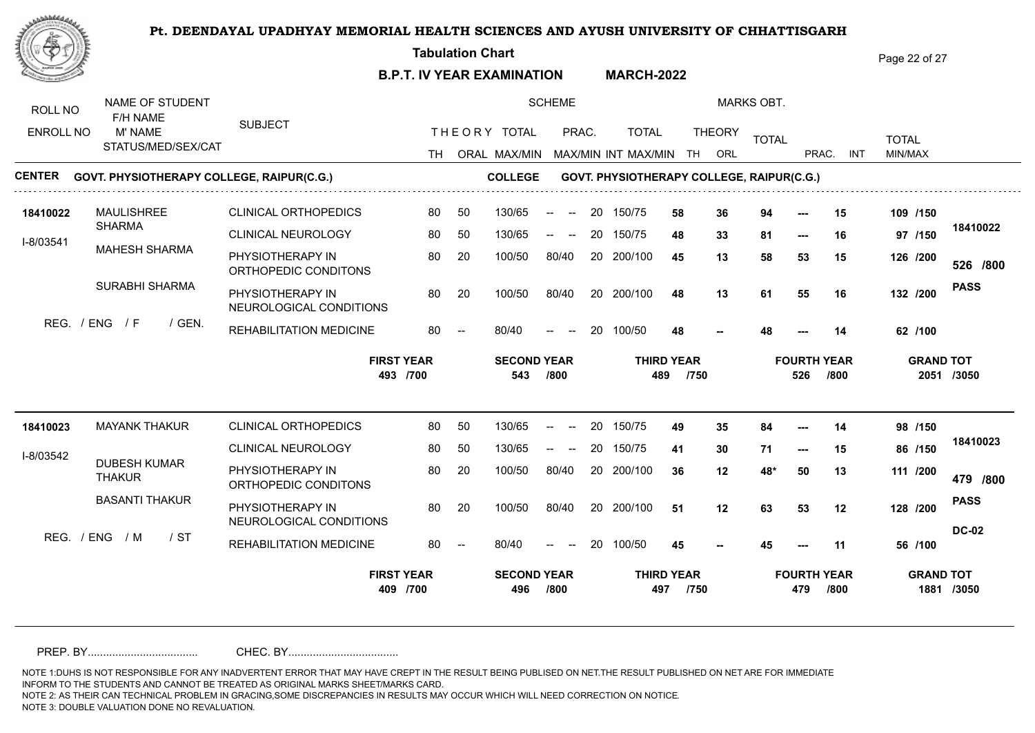# Pt. DEENDAYAL UPADHYAY MEMORIAL HEALTH SCIENCES AND AYUSH UNIVERSITY OF CHHATTISGARH

**Tabulation Chart**

**B.P.T. IV YEAR EXAMINATION MARCH-2022**

**CENTER GOVT. PHYSIOTHERAPY COLLEGE, RAIPUR(C.G.)** **COLLEGE GOVT. PHYSIOTHERAPY COLLEGE, RAIPUR(C.G.)**

| ROLL NO / ENROLL NO | NAME OF STUDENT / F/H NAME / M' NAME / STATUS/MED/SEX/CAT | SUBJECT | TH | ORAL | THEORY TOTAL MAX/MIN | PRAC. MAX/MIN | INT | TOTAL MAX/MIN | THEORY TH | THEORY ORL | TOTAL | PRAC. | INT | TOTAL MIN/MAX | |
|---|---|---|---|---|---|---|---|---|---|---|---|---|---|---|---|
| 18410022 | MAULISHREE SHARMA | CLINICAL ORTHOPEDICS | 80 | 50 | 130/65 | -- -- | 20 | 150/75 | 58 | 36 | 94 | --- | 15 | 109 /150 | 18410022 |
| I-8/03541 | | CLINICAL NEUROLOGY | 80 | 50 | 130/65 | -- -- | 20 | 150/75 | 48 | 33 | 81 | --- | 16 | 97 /150 | |
| | MAHESH SHARMA | PHYSIOTHERAPY IN ORTHOPEDIC CONDITONS | 80 | 20 | 100/50 | 80/40 | 20 | 200/100 | 45 | 13 | 58 | 53 | 15 | 126 /200 | 526 /800 |
| | SURABHI SHARMA | PHYSIOTHERAPY IN NEUROLOGICAL CONDITIONS | 80 | 20 | 100/50 | 80/40 | 20 | 200/100 | 48 | 13 | 61 | 55 | 16 | 132 /200 | PASS |
| | REG. / ENG / F / GEN. | REHABILITATION MEDICINE | 80 | -- | 80/40 | -- -- | 20 | 100/50 | 48 | -- | 48 | --- | 14 | 62 /100 | |

**FIRST YEAR** 493 /700 | **SECOND YEAR** 543 /800 | **THIRD YEAR** 489 /750 | **FOURTH YEAR** 526 /800 | **GRAND TOT** 2051 /3050

| ROLL NO / ENROLL NO | NAME OF STUDENT / F/H NAME / M' NAME / STATUS/MED/SEX/CAT | SUBJECT | TH | ORAL | THEORY TOTAL MAX/MIN | PRAC. MAX/MIN | INT | TOTAL MAX/MIN | THEORY TH | THEORY ORL | TOTAL | PRAC. | INT | TOTAL MIN/MAX | |
|---|---|---|---|---|---|---|---|---|---|---|---|---|---|---|---|
| 18410023 | MAYANK THAKUR | CLINICAL ORTHOPEDICS | 80 | 50 | 130/65 | -- -- | 20 | 150/75 | 49 | 35 | 84 | --- | 14 | 98 /150 | 18410023 |
| I-8/03542 | | CLINICAL NEUROLOGY | 80 | 50 | 130/65 | -- -- | 20 | 150/75 | 41 | 30 | 71 | --- | 15 | 86 /150 | |
| | DUBESH KUMAR THAKUR | PHYSIOTHERAPY IN ORTHOPEDIC CONDITONS | 80 | 20 | 100/50 | 80/40 | 20 | 200/100 | 36 | 12 | 48* | 50 | 13 | 111 /200 | 479 /800 |
| | BASANTI THAKUR | PHYSIOTHERAPY IN NEUROLOGICAL CONDITIONS | 80 | 20 | 100/50 | 80/40 | 20 | 200/100 | 51 | 12 | 63 | 53 | 12 | 128 /200 | PASS |
| | REG. / ENG / M / ST | REHABILITATION MEDICINE | 80 | -- | 80/40 | -- -- | 20 | 100/50 | 45 | -- | 45 | --- | 11 | 56 /100 | DC-02 |

**FIRST YEAR** 409 /700 | **SECOND YEAR** 496 /800 | **THIRD YEAR** 497 /750 | **FOURTH YEAR** 479 /800 | **GRAND TOT** 1881 /3050

PREP. BY.................................... CHEC. BY....................................

NOTE 1:DUHS IS NOT RESPONSIBLE FOR ANY INADVERTENT ERROR THAT MAY HAVE CREPT IN THE RESULT BEING PUBLISED ON NET.THE RESULT PUBLISHED ON NET ARE FOR IMMEDIATE INFORM TO THE STUDENTS AND CANNOT BE TREATED AS ORIGINAL MARKS SHEET/MARKS CARD.
NOTE 2: AS THEIR CAN TECHNICAL PROBLEM IN GRACING,SOME DISCREPANCIES IN RESULTS MAY OCCUR WHICH WILL NEED CORRECTION ON NOTICE.
NOTE 3: DOUBLE VALUATION DONE NO REVALUATION.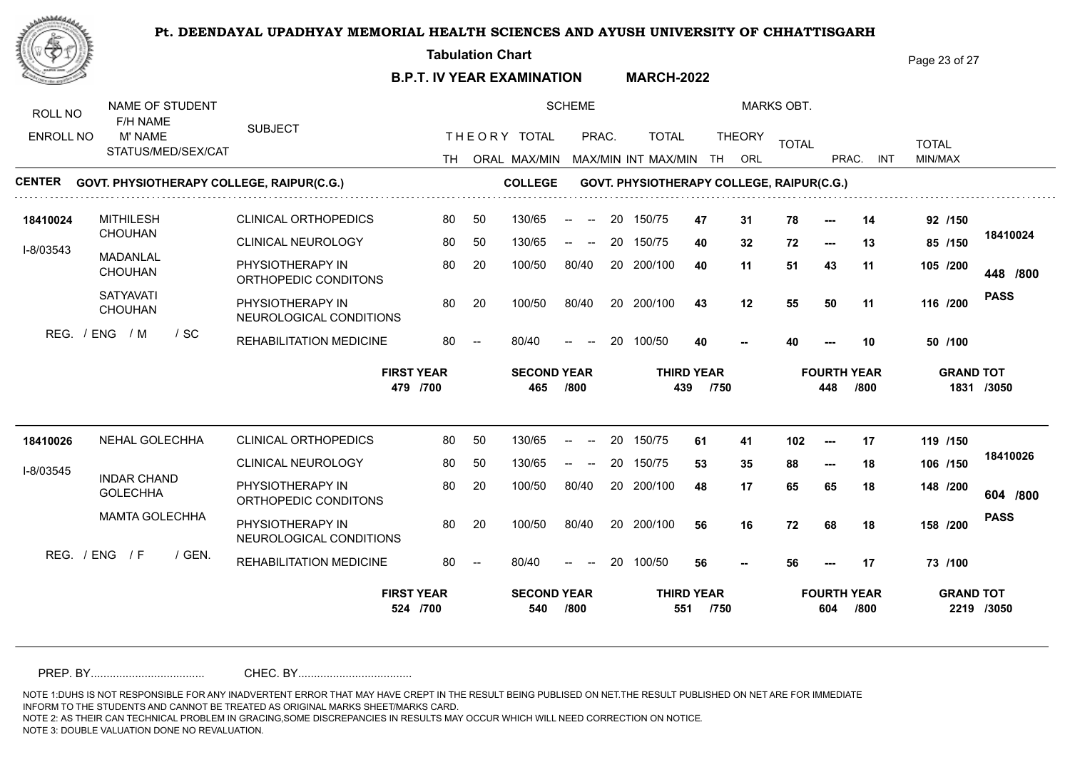# Pt. DEENDAYAL UPADHYAY MEMORIAL HEALTH SCIENCES AND AYUSH UNIVERSITY OF CHHATTISGARH

**Tabulation Chart**

**B.P.T. IV YEAR EXAMINATION MARCH-2022**

**CENTER** GOVT. PHYSIOTHERAPY COLLEGE, RAIPUR(C.G.) **COLLEGE** GOVT. PHYSIOTHERAPY COLLEGE, RAIPUR(C.G.)

| ROLL NO / ENROLL NO | NAME OF STUDENT / F/H NAME / M' NAME / STATUS/MED/SEX/CAT | SUBJECT | TH | ORAL | THEORY TOTAL MAX/MIN | PRAC. MAX/MIN | INT | TOTAL MAX/MIN | THEORY TH | THEORY ORL | TOTAL | PRAC. | INT | TOTAL MIN/MAX | RESULT |
|---|---|---|---|---|---|---|---|---|---|---|---|---|---|---|---|
| **18410024** | MITHILESH CHOUHAN | CLINICAL ORTHOPEDICS | 80 | 50 | 130/65 | -- -- | 20 | 150/75 | **47** | **31** | **78** | --- | **14** | **92 /150** | 18410024 |
| I-8/03543 | MADANLAL CHOUHAN | CLINICAL NEUROLOGY | 80 | 50 | 130/65 | -- -- | 20 | 150/75 | **40** | **32** | **72** | --- | **13** | **85 /150** | **448 /800** |
| | SATYAVATI CHOUHAN | PHYSIOTHERAPY IN ORTHOPEDIC CONDITONS | 80 | 20 | 100/50 | 80/40 | 20 | 200/100 | **40** | **11** | **51** | **43** | **11** | **105 /200** | **PASS** |
| | | PHYSIOTHERAPY IN NEUROLOGICAL CONDITIONS | 80 | 20 | 100/50 | 80/40 | 20 | 200/100 | **43** | **12** | **55** | **50** | **11** | **116 /200** | |
| | REG. / ENG / M / SC | REHABILITATION MEDICINE | 80 | -- | 80/40 | -- -- | 20 | 100/50 | **40** | -- | **40** | --- | **10** | **50 /100** | |

**FIRST YEAR** 479 /700 | **SECOND YEAR** 465 /800 | **THIRD YEAR** 439 /750 | **FOURTH YEAR** 448 /800 | **GRAND TOT** 1831 /3050

| ROLL NO / ENROLL NO | NAME OF STUDENT / F/H NAME / M' NAME / STATUS/MED/SEX/CAT | SUBJECT | TH | ORAL | THEORY TOTAL MAX/MIN | PRAC. MAX/MIN | INT | TOTAL MAX/MIN | THEORY TH | THEORY ORL | TOTAL | PRAC. | INT | TOTAL MIN/MAX | RESULT |
|---|---|---|---|---|---|---|---|---|---|---|---|---|---|---|---|
| **18410026** | NEHAL GOLECHHA | CLINICAL ORTHOPEDICS | 80 | 50 | 130/65 | -- -- | 20 | 150/75 | **61** | **41** | **102** | --- | **17** | **119 /150** | 18410026 |
| I-8/03545 | INDAR CHAND GOLECHHA | CLINICAL NEUROLOGY | 80 | 50 | 130/65 | -- -- | 20 | 150/75 | **53** | **35** | **88** | --- | **18** | **106 /150** | **604 /800** |
| | MAMTA GOLECHHA | PHYSIOTHERAPY IN ORTHOPEDIC CONDITONS | 80 | 20 | 100/50 | 80/40 | 20 | 200/100 | **48** | **17** | **65** | **65** | **18** | **148 /200** | **PASS** |
| | | PHYSIOTHERAPY IN NEUROLOGICAL CONDITIONS | 80 | 20 | 100/50 | 80/40 | 20 | 200/100 | **56** | **16** | **72** | **68** | **18** | **158 /200** | |
| | REG. / ENG / F / GEN. | REHABILITATION MEDICINE | 80 | -- | 80/40 | -- -- | 20 | 100/50 | **56** | -- | **56** | --- | **17** | **73 /100** | |

**FIRST YEAR** 524 /700 | **SECOND YEAR** 540 /800 | **THIRD YEAR** 551 /750 | **FOURTH YEAR** 604 /800 | **GRAND TOT** 2219 /3050

PREP. BY.................................... CHEC. BY....................................

NOTE 1:DUHS IS NOT RESPONSIBLE FOR ANY INADVERTENT ERROR THAT MAY HAVE CREPT IN THE RESULT BEING PUBLISED ON NET.THE RESULT PUBLISHED ON NET ARE FOR IMMEDIATE INFORM TO THE STUDENTS AND CANNOT BE TREATED AS ORIGINAL MARKS SHEET/MARKS CARD.
NOTE 2: AS THEIR CAN TECHNICAL PROBLEM IN GRACING,SOME DISCREPANCIES IN RESULTS MAY OCCUR WHICH WILL NEED CORRECTION ON NOTICE.
NOTE 3: DOUBLE VALUATION DONE NO REVALUATION.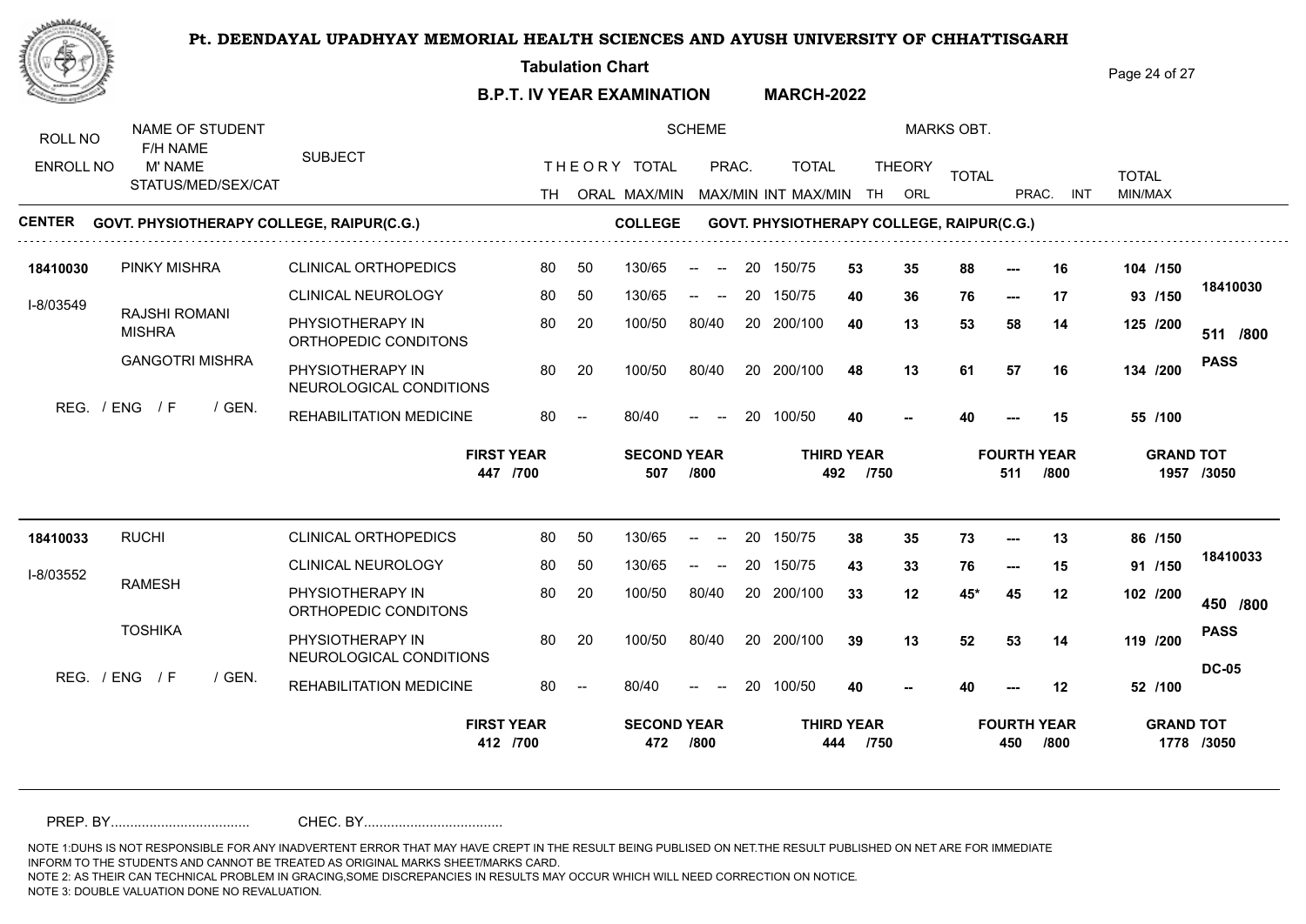# Pt. DEENDAYAL UPADHYAY MEMORIAL HEALTH SCIENCES AND AYUSH UNIVERSITY OF CHHATTISGARH

**Tabulation Chart**

**B.P.T. IV YEAR EXAMINATION MARCH-2022**

**CENTER** GOVT. PHYSIOTHERAPY COLLEGE, RAIPUR(C.G.) **COLLEGE** GOVT. PHYSIOTHERAPY COLLEGE, RAIPUR(C.G.)

| ROLL NO / ENROLL NO | NAME OF STUDENT / F/H NAME / M' NAME / STATUS/MED/SEX/CAT | SUBJECT | TH | ORAL | THEORY TOTAL MAX/MIN | PRAC. MAX/MIN | INT | TOTAL MAX/MIN | THEORY TH | THEORY ORL | TOTAL | PRAC. | INT | TOTAL MIN/MAX | RESULT |
|---|---|---|---|---|---|---|---|---|---|---|---|---|---|---|---|
| 18410030 | PINKY MISHRA | CLINICAL ORTHOPEDICS | 80 | 50 | 130/65 | -- -- | 20 | 150/75 | 53 | 35 | 88 | --- | 16 | 104 /150 | 18410030 |
| I-8/03549 | RAJSHI ROMANI MISHRA | CLINICAL NEUROLOGY | 80 | 50 | 130/65 | -- -- | 20 | 150/75 | 40 | 36 | 76 | --- | 17 | 93 /150 | 511 /800 |
| | GANGOTRI MISHRA | PHYSIOTHERAPY IN ORTHOPEDIC CONDITONS | 80 | 20 | 100/50 | 80/40 | 20 | 200/100 | 40 | 13 | 53 | 58 | 14 | 125 /200 | PASS |
| | REG. / ENG / F / GEN. | PHYSIOTHERAPY IN NEUROLOGICAL CONDITIONS | 80 | 20 | 100/50 | 80/40 | 20 | 200/100 | 48 | 13 | 61 | 57 | 16 | 134 /200 | |
| | | REHABILITATION MEDICINE | 80 | -- | 80/40 | -- -- | 20 | 100/50 | 40 | -- | 40 | --- | 15 | 55 /100 | |

| FIRST YEAR | SECOND YEAR | THIRD YEAR | FOURTH YEAR | GRAND TOT |
|---|---|---|---|---|
| 447 /700 | 507 /800 | 492 /750 | 511 /800 | 1957 /3050 |

| ROLL NO / ENROLL NO | NAME OF STUDENT / F/H NAME / M' NAME / STATUS/MED/SEX/CAT | SUBJECT | TH | ORAL | THEORY TOTAL MAX/MIN | PRAC. MAX/MIN | INT | TOTAL MAX/MIN | THEORY TH | THEORY ORL | TOTAL | PRAC. | INT | TOTAL MIN/MAX | RESULT |
|---|---|---|---|---|---|---|---|---|---|---|---|---|---|---|---|
| 18410033 | RUCHI | CLINICAL ORTHOPEDICS | 80 | 50 | 130/65 | -- -- | 20 | 150/75 | 38 | 35 | 73 | --- | 13 | 86 /150 | 18410033 |
| I-8/03552 | RAMESH | CLINICAL NEUROLOGY | 80 | 50 | 130/65 | -- -- | 20 | 150/75 | 43 | 33 | 76 | --- | 15 | 91 /150 | 450 /800 |
| | TOSHIKA | PHYSIOTHERAPY IN ORTHOPEDIC CONDITONS | 80 | 20 | 100/50 | 80/40 | 20 | 200/100 | 33 | 12 | 45* | 45 | 12 | 102 /200 | PASS |
| | REG. / ENG / F / GEN. | PHYSIOTHERAPY IN NEUROLOGICAL CONDITIONS | 80 | 20 | 100/50 | 80/40 | 20 | 200/100 | 39 | 13 | 52 | 53 | 14 | 119 /200 | DC-05 |
| | | REHABILITATION MEDICINE | 80 | -- | 80/40 | -- -- | 20 | 100/50 | 40 | -- | 40 | --- | 12 | 52 /100 | |

| FIRST YEAR | SECOND YEAR | THIRD YEAR | FOURTH YEAR | GRAND TOT |
|---|---|---|---|---|
| 412 /700 | 472 /800 | 444 /750 | 450 /800 | 1778 /3050 |

PREP. BY.................................... CHEC. BY....................................

NOTE 1:DUHS IS NOT RESPONSIBLE FOR ANY INADVERTENT ERROR THAT MAY HAVE CREPT IN THE RESULT BEING PUBLISED ON NET.THE RESULT PUBLISHED ON NET ARE FOR IMMEDIATE INFORM TO THE STUDENTS AND CANNOT BE TREATED AS ORIGINAL MARKS SHEET/MARKS CARD.
NOTE 2: AS THEIR CAN TECHNICAL PROBLEM IN GRACING,SOME DISCREPANCIES IN RESULTS MAY OCCUR WHICH WILL NEED CORRECTION ON NOTICE.
NOTE 3: DOUBLE VALUATION DONE NO REVALUATION.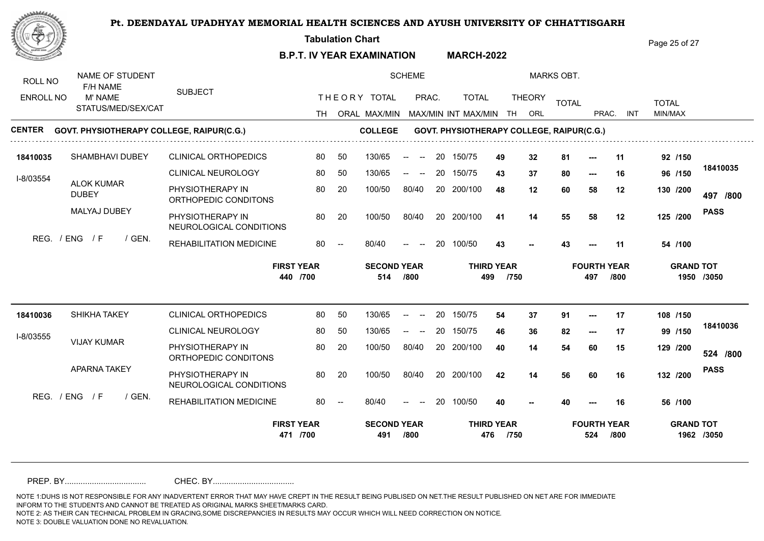# Pt. DEENDAYAL UPADHYAY MEMORIAL HEALTH SCIENCES AND AYUSH UNIVERSITY OF CHHATTISGARH

**Tabulation Chart**

**B.P.T. IV YEAR EXAMINATION MARCH-2022**

| ROLL NO / ENROLL NO | NAME OF STUDENT / F/H NAME / M' NAME / STATUS/MED/SEX/CAT | SUBJECT | SCHEME TH | ORAL | THEORY TOTAL MAX/MIN | PRAC. MAX/MIN | INT | TOTAL MAX/MIN | MARKS OBT. THEORY TH | ORL | TOTAL | PRAC. | INT | TOTAL MIN/MAX | |
|---|---|---|---|---|---|---|---|---|---|---|---|---|---|---|---|

**CENTER GOVT. PHYSIOTHERAPY COLLEGE, RAIPUR(C.G.)** **COLLEGE GOVT. PHYSIOTHERAPY COLLEGE, RAIPUR(C.G.)**

| ROLL NO / ENROLL NO | NAME | SUBJECT | TH | ORAL | MAX/MIN | PRAC. | INT | TOTAL MAX/MIN | TH | ORL | TOTAL | PRAC. | INT | TOTAL | RESULT |
|---|---|---|---|---|---|---|---|---|---|---|---|---|---|---|---|
| 18410035 | SHAMBHAVI DUBEY | CLINICAL ORTHOPEDICS | 80 | 50 | 130/65 | -- -- | 20 | 150/75 | 49 | 32 | 81 | --- | 11 | 92 /150 | 18410035 |
| I-8/03554 | ALOK KUMAR DUBEY | CLINICAL NEUROLOGY | 80 | 50 | 130/65 | -- -- | 20 | 150/75 | 43 | 37 | 80 | --- | 16 | 96 /150 | 497 /800 |
| | MALYAJ DUBEY | PHYSIOTHERAPY IN ORTHOPEDIC CONDITONS | 80 | 20 | 100/50 | 80/40 | 20 | 200/100 | 48 | 12 | 60 | 58 | 12 | 130 /200 | PASS |
| | REG. / ENG / F / GEN. | PHYSIOTHERAPY IN NEUROLOGICAL CONDITIONS | 80 | 20 | 100/50 | 80/40 | 20 | 200/100 | 41 | 14 | 55 | 58 | 12 | 125 /200 | |
| | | REHABILITATION MEDICINE | 80 | -- | 80/40 | -- -- | 20 | 100/50 | 43 | -- | 43 | --- | 11 | 54 /100 | |

**FIRST YEAR** 440 /700 | **SECOND YEAR** 514 /800 | **THIRD YEAR** 499 /750 | **FOURTH YEAR** 497 /800 | **GRAND TOT** 1950 /3050

| ROLL NO / ENROLL NO | NAME | SUBJECT | TH | ORAL | MAX/MIN | PRAC. | INT | TOTAL MAX/MIN | TH | ORL | TOTAL | PRAC. | INT | TOTAL | RESULT |
|---|---|---|---|---|---|---|---|---|---|---|---|---|---|---|---|
| 18410036 | SHIKHA TAKEY | CLINICAL ORTHOPEDICS | 80 | 50 | 130/65 | -- -- | 20 | 150/75 | 54 | 37 | 91 | --- | 17 | 108 /150 | 18410036 |
| I-8/03555 | VIJAY KUMAR | CLINICAL NEUROLOGY | 80 | 50 | 130/65 | -- -- | 20 | 150/75 | 46 | 36 | 82 | --- | 17 | 99 /150 | 524 /800 |
| | APARNA TAKEY | PHYSIOTHERAPY IN ORTHOPEDIC CONDITONS | 80 | 20 | 100/50 | 80/40 | 20 | 200/100 | 40 | 14 | 54 | 60 | 15 | 129 /200 | PASS |
| | REG. / ENG / F / GEN. | PHYSIOTHERAPY IN NEUROLOGICAL CONDITIONS | 80 | 20 | 100/50 | 80/40 | 20 | 200/100 | 42 | 14 | 56 | 60 | 16 | 132 /200 | |
| | | REHABILITATION MEDICINE | 80 | -- | 80/40 | -- -- | 20 | 100/50 | 40 | -- | 40 | --- | 16 | 56 /100 | |

**FIRST YEAR** 471 /700 | **SECOND YEAR** 491 /800 | **THIRD YEAR** 476 /750 | **FOURTH YEAR** 524 /800 | **GRAND TOT** 1962 /3050

PREP. BY.................................... CHEC. BY....................................

NOTE 1:DUHS IS NOT RESPONSIBLE FOR ANY INADVERTENT ERROR THAT MAY HAVE CREPT IN THE RESULT BEING PUBLISED ON NET.THE RESULT PUBLISHED ON NET ARE FOR IMMEDIATE INFORM TO THE STUDENTS AND CANNOT BE TREATED AS ORIGINAL MARKS SHEET/MARKS CARD.
NOTE 2: AS THEIR CAN TECHNICAL PROBLEM IN GRACING,SOME DISCREPANCIES IN RESULTS MAY OCCUR WHICH WILL NEED CORRECTION ON NOTICE.
NOTE 3: DOUBLE VALUATION DONE NO REVALUATION.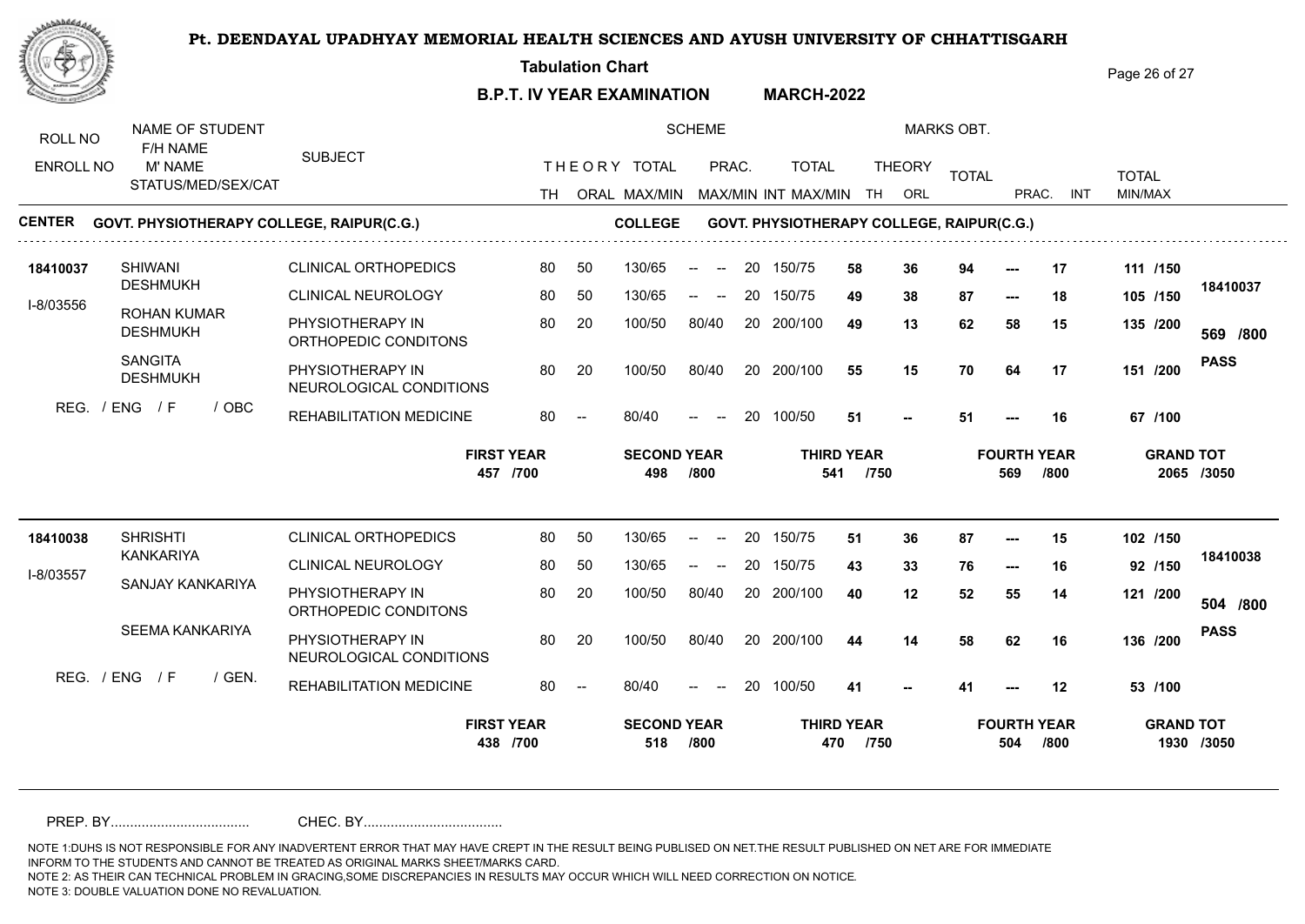# Pt. DEENDAYAL UPADHYAY MEMORIAL HEALTH SCIENCES AND AYUSH UNIVERSITY OF CHHATTISGARH

**Tabulation Chart**

**B.P.T. IV YEAR EXAMINATION MARCH-2022**

| ROLL NO / ENROLL NO | NAME OF STUDENT / F/H NAME / M' NAME / STATUS/MED/SEX/CAT | SUBJECT | THEORY TH | ORAL | TOTAL MAX/MIN | PRAC. MAX/MIN | INT | TOTAL MAX/MIN | THEORY TH | ORL | TOTAL | PRAC. | INT | TOTAL MIN/MAX | |
|---|---|---|---|---|---|---|---|---|---|---|---|---|---|---|---|

**CENTER GOVT. PHYSIOTHERAPY COLLEGE, RAIPUR(C.G.)** **COLLEGE GOVT. PHYSIOTHERAPY COLLEGE, RAIPUR(C.G.)**

| ROLL NO / ENROLL NO | NAME | SUBJECT | TH | ORAL | TOTAL MAX/MIN | PRAC. MAX/MIN | INT | TOTAL MAX/MIN | TH | ORL | TOTAL | PRAC. | INT | TOTAL | RESULT |
|---|---|---|---|---|---|---|---|---|---|---|---|---|---|---|---|
| 18410037 | SHIWANI DESHMUKH | CLINICAL ORTHOPEDICS | 80 | 50 | 130/65 | -- -- | 20 | 150/75 | 58 | 36 | 94 | --- | 17 | 111 /150 | 18410037 |
| I-8/03556 | ROHAN KUMAR DESHMUKH | CLINICAL NEUROLOGY | 80 | 50 | 130/65 | -- -- | 20 | 150/75 | 49 | 38 | 87 | --- | 18 | 105 /150 | 569 /800 |
| | SANGITA DESHMUKH | PHYSIOTHERAPY IN ORTHOPEDIC CONDITONS | 80 | 20 | 100/50 | 80/40 | 20 | 200/100 | 49 | 13 | 62 | 58 | 15 | 135 /200 | PASS |
| | REG. / ENG / F / OBC | PHYSIOTHERAPY IN NEUROLOGICAL CONDITIONS | 80 | 20 | 100/50 | 80/40 | 20 | 200/100 | 55 | 15 | 70 | 64 | 17 | 151 /200 | |
| | | REHABILITATION MEDICINE | 80 | -- | 80/40 | -- -- | 20 | 100/50 | 51 | -- | 51 | --- | 16 | 67 /100 | |

**FIRST YEAR** 457 /700 **SECOND YEAR** 498 /800 **THIRD YEAR** 541 /750 **FOURTH YEAR** 569 /800 **GRAND TOT** 2065 /3050

| ROLL NO / ENROLL NO | NAME | SUBJECT | TH | ORAL | TOTAL MAX/MIN | PRAC. MAX/MIN | INT | TOTAL MAX/MIN | TH | ORL | TOTAL | PRAC. | INT | TOTAL | RESULT |
|---|---|---|---|---|---|---|---|---|---|---|---|---|---|---|---|
| 18410038 | SHRISHTI KANKARIYA | CLINICAL ORTHOPEDICS | 80 | 50 | 130/65 | -- -- | 20 | 150/75 | 51 | 36 | 87 | --- | 15 | 102 /150 | 18410038 |
| I-8/03557 | SANJAY KANKARIYA | CLINICAL NEUROLOGY | 80 | 50 | 130/65 | -- -- | 20 | 150/75 | 43 | 33 | 76 | --- | 16 | 92 /150 | 504 /800 |
| | SEEMA KANKARIYA | PHYSIOTHERAPY IN ORTHOPEDIC CONDITONS | 80 | 20 | 100/50 | 80/40 | 20 | 200/100 | 40 | 12 | 52 | 55 | 14 | 121 /200 | PASS |
| | REG. / ENG / F / GEN. | PHYSIOTHERAPY IN NEUROLOGICAL CONDITIONS | 80 | 20 | 100/50 | 80/40 | 20 | 200/100 | 44 | 14 | 58 | 62 | 16 | 136 /200 | |
| | | REHABILITATION MEDICINE | 80 | -- | 80/40 | -- -- | 20 | 100/50 | 41 | -- | 41 | --- | 12 | 53 /100 | |

**FIRST YEAR** 438 /700 **SECOND YEAR** 518 /800 **THIRD YEAR** 470 /750 **FOURTH YEAR** 504 /800 **GRAND TOT** 1930 /3050

PREP. BY.................................... CHEC. BY....................................

NOTE 1:DUHS IS NOT RESPONSIBLE FOR ANY INADVERTENT ERROR THAT MAY HAVE CREPT IN THE RESULT BEING PUBLISED ON NET.THE RESULT PUBLISHED ON NET ARE FOR IMMEDIATE INFORM TO THE STUDENTS AND CANNOT BE TREATED AS ORIGINAL MARKS SHEET/MARKS CARD.
NOTE 2: AS THEIR CAN TECHNICAL PROBLEM IN GRACING,SOME DISCREPANCIES IN RESULTS MAY OCCUR WHICH WILL NEED CORRECTION ON NOTICE.
NOTE 3: DOUBLE VALUATION DONE NO REVALUATION.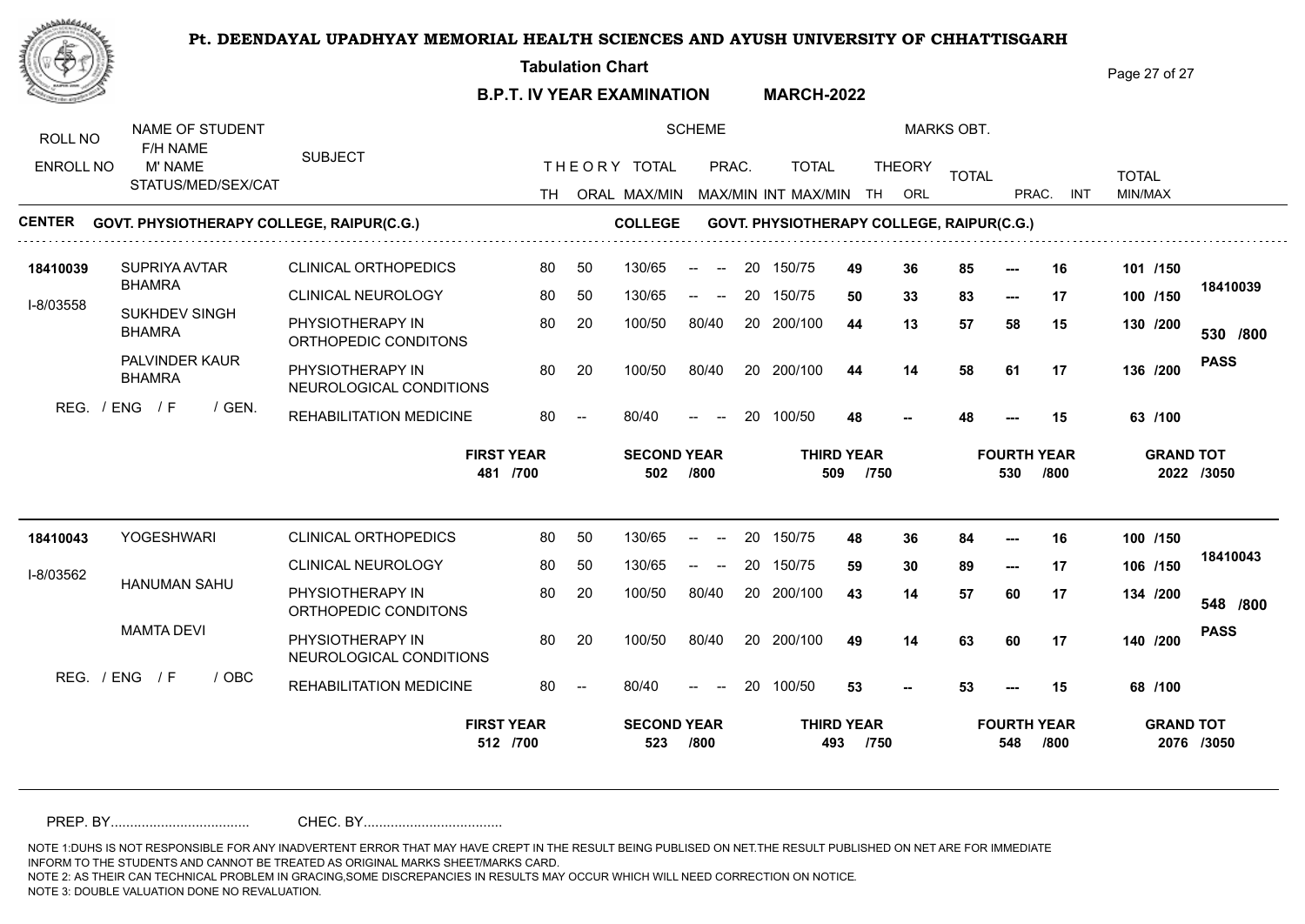# Pt. DEENDAYAL UPADHYAY MEMORIAL HEALTH SCIENCES AND AYUSH UNIVERSITY OF CHHATTISGARH

**Tabulation Chart**

**B.P.T. IV YEAR EXAMINATION MARCH-2022**

| ROLL NO / ENROLL NO | NAME OF STUDENT / F/H NAME / M' NAME / STATUS/MED/SEX/CAT | SUBJECT | SCHEME TH | ORAL | THEORY TOTAL MAX/MIN | PRAC. MAX/MIN | INT | TOTAL MAX/MIN | MARKS OBT. THEORY TH | ORL | TOTAL | PRAC. | INT | TOTAL MIN/MAX | |
|---|---|---|---|---|---|---|---|---|---|---|---|---|---|---|---|

**CENTER GOVT. PHYSIOTHERAPY COLLEGE, RAIPUR(C.G.)** **COLLEGE GOVT. PHYSIOTHERAPY COLLEGE, RAIPUR(C.G.)**

| ROLL NO / ENROLL NO | NAME | SUBJECT | TH | ORAL | THEORY TOTAL | PRAC. | INT | TOTAL | TH | ORL | TOTAL | PRAC. | INT | TOTAL | RESULT |
|---|---|---|---|---|---|---|---|---|---|---|---|---|---|---|---|
| **18410039** | SUPRIYA AVTAR BHAMRA | CLINICAL ORTHOPEDICS | 80 | 50 | 130/65 | -- -- | 20 | 150/75 | **49** | **36** | **85** | **---** | **16** | **101 /150** | |
| I-8/03558 | SUKHDEV SINGH BHAMRA | CLINICAL NEUROLOGY | 80 | 50 | 130/65 | -- -- | 20 | 150/75 | **50** | **33** | **83** | **---** | **17** | **100 /150** | **18410039** |
| | PALVINDER KAUR BHAMRA | PHYSIOTHERAPY IN ORTHOPEDIC CONDITONS | 80 | 20 | 100/50 | 80/40 | 20 | 200/100 | **44** | **13** | **57** | **58** | **15** | **130 /200** | **530 /800** |
| | | PHYSIOTHERAPY IN NEUROLOGICAL CONDITIONS | 80 | 20 | 100/50 | 80/40 | 20 | 200/100 | **44** | **14** | **58** | **61** | **17** | **136 /200** | **PASS** |
| | REG. / ENG / F / GEN. | REHABILITATION MEDICINE | 80 | -- | 80/40 | -- -- | 20 | 100/50 | **48** | **--** | **48** | **---** | **15** | **63 /100** | |

**FIRST YEAR** 481 /700 | **SECOND YEAR** 502 /800 | **THIRD YEAR** 509 /750 | **FOURTH YEAR** 530 /800 | **GRAND TOT** 2022 /3050

| ROLL NO / ENROLL NO | NAME | SUBJECT | TH | ORAL | THEORY TOTAL | PRAC. | INT | TOTAL | TH | ORL | TOTAL | PRAC. | INT | TOTAL | RESULT |
|---|---|---|---|---|---|---|---|---|---|---|---|---|---|---|---|
| **18410043** | YOGESHWARI | CLINICAL ORTHOPEDICS | 80 | 50 | 130/65 | -- -- | 20 | 150/75 | **48** | **36** | **84** | **---** | **16** | **100 /150** | |
| I-8/03562 | HANUMAN SAHU | CLINICAL NEUROLOGY | 80 | 50 | 130/65 | -- -- | 20 | 150/75 | **59** | **30** | **89** | **---** | **17** | **106 /150** | **18410043** |
| | MAMTA DEVI | PHYSIOTHERAPY IN ORTHOPEDIC CONDITONS | 80 | 20 | 100/50 | 80/40 | 20 | 200/100 | **43** | **14** | **57** | **60** | **17** | **134 /200** | **548 /800** |
| | | PHYSIOTHERAPY IN NEUROLOGICAL CONDITIONS | 80 | 20 | 100/50 | 80/40 | 20 | 200/100 | **49** | **14** | **63** | **60** | **17** | **140 /200** | **PASS** |
| | REG. / ENG / F / OBC | REHABILITATION MEDICINE | 80 | -- | 80/40 | -- -- | 20 | 100/50 | **53** | **--** | **53** | **---** | **15** | **68 /100** | |

**FIRST YEAR** 512 /700 | **SECOND YEAR** 523 /800 | **THIRD YEAR** 493 /750 | **FOURTH YEAR** 548 /800 | **GRAND TOT** 2076 /3050

PREP. BY.................................... CHEC. BY....................................

NOTE 1:DUHS IS NOT RESPONSIBLE FOR ANY INADVERTENT ERROR THAT MAY HAVE CREPT IN THE RESULT BEING PUBLISED ON NET.THE RESULT PUBLISHED ON NET ARE FOR IMMEDIATE INFORM TO THE STUDENTS AND CANNOT BE TREATED AS ORIGINAL MARKS SHEET/MARKS CARD.
NOTE 2: AS THEIR CAN TECHNICAL PROBLEM IN GRACING,SOME DISCREPANCIES IN RESULTS MAY OCCUR WHICH WILL NEED CORRECTION ON NOTICE.
NOTE 3: DOUBLE VALUATION DONE NO REVALUATION.